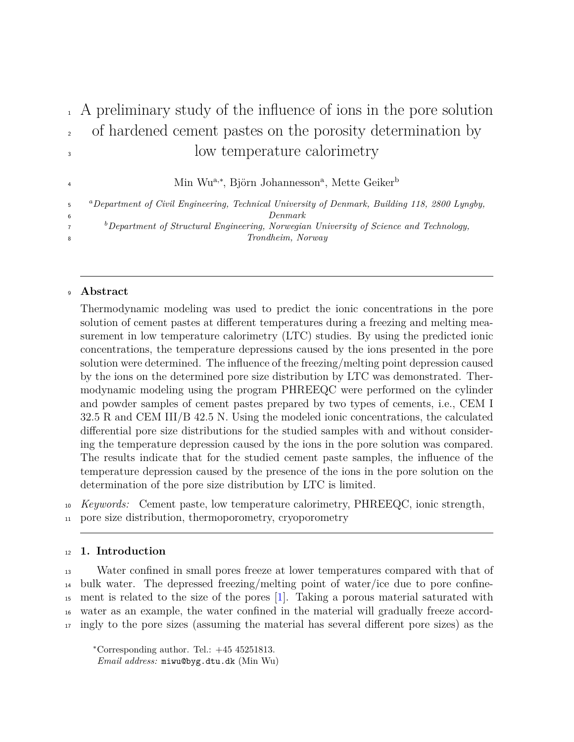# A preliminary study of the influence of ions in the pore solution of hardened cement pastes on the porosity determination by low temperature calorimetry

Min Wu[a,*], Björn Johannesson[a], Mette Geiker[b]

[a] *Department of Civil Engineering, Technical University of Denmark, Building 118, 2800 Lyngby, Denmark*

[b] *Department of Structural Engineering, Norwegian University of Science and Technology, Trondheim, Norway*

---

## Abstract

Thermodynamic modeling was used to predict the ionic concentrations in the pore solution of cement pastes at different temperatures during a freezing and melting measurement in low temperature calorimetry (LTC) studies. By using the predicted ionic concentrations, the temperature depressions caused by the ions presented in the pore solution were determined. The influence of the freezing/melting point depression caused by the ions on the determined pore size distribution by LTC was demonstrated. Thermodynamic modeling using the program PHREEQC were performed on the cylinder and powder samples of cement pastes prepared by two types of cements, i.e., CEM I 32.5 R and CEM III/B 42.5 N. Using the modeled ionic concentrations, the calculated differential pore size distributions for the studied samples with and without considering the temperature depression caused by the ions in the pore solution was compared. The results indicate that for the studied cement paste samples, the influence of the temperature depression caused by the presence of the ions in the pore solution on the determination of the pore size distribution by LTC is limited.

*Keywords:* Cement paste, low temperature calorimetry, PHREEQC, ionic strength, pore size distribution, thermoporometry, cryoporometry

---

## 1. Introduction

Water confined in small pores freeze at lower temperatures compared with that of bulk water. The depressed freezing/melting point of water/ice due to pore confinement is related to the size of the pores [1]. Taking a porous material saturated with water as an example, the water confined in the material will gradually freeze accordingly to the pore sizes (assuming the material has several different pore sizes) as the

*Corresponding author. Tel.: +45 45251813.
*Email address:* miwu@byg.dtu.dk (Min Wu)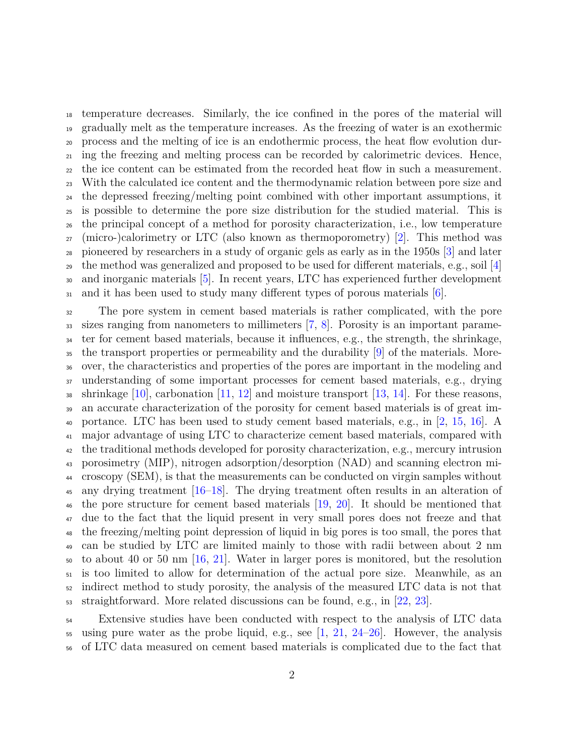temperature decreases. Similarly, the ice confined in the pores of the material will gradually melt as the temperature increases. As the freezing of water is an exothermic process and the melting of ice is an endothermic process, the heat flow evolution during the freezing and melting process can be recorded by calorimetric devices. Hence, the ice content can be estimated from the recorded heat flow in such a measurement. With the calculated ice content and the thermodynamic relation between pore size and the depressed freezing/melting point combined with other important assumptions, it is possible to determine the pore size distribution for the studied material. This is the principal concept of a method for porosity characterization, i.e., low temperature (micro-)calorimetry or LTC (also known as thermoporometry) [2]. This method was pioneered by researchers in a study of organic gels as early as in the 1950s [3] and later the method was generalized and proposed to be used for different materials, e.g., soil [4] and inorganic materials [5]. In recent years, LTC has experienced further development and it has been used to study many different types of porous materials [6].

The pore system in cement based materials is rather complicated, with the pore sizes ranging from nanometers to millimeters [7, 8]. Porosity is an important parameter for cement based materials, because it influences, e.g., the strength, the shrinkage, the transport properties or permeability and the durability [9] of the materials. Moreover, the characteristics and properties of the pores are important in the modeling and understanding of some important processes for cement based materials, e.g., drying shrinkage [10], carbonation [11, 12] and moisture transport [13, 14]. For these reasons, an accurate characterization of the porosity for cement based materials is of great importance. LTC has been used to study cement based materials, e.g., in [2, 15, 16]. A major advantage of using LTC to characterize cement based materials, compared with the traditional methods developed for porosity characterization, e.g., mercury intrusion porosimetry (MIP), nitrogen adsorption/desorption (NAD) and scanning electron microscopy (SEM), is that the measurements can be conducted on virgin samples without any drying treatment [16–18]. The drying treatment often results in an alteration of the pore structure for cement based materials [19, 20]. It should be mentioned that due to the fact that the liquid present in very small pores does not freeze and that the freezing/melting point depression of liquid in big pores is too small, the pores that can be studied by LTC are limited mainly to those with radii between about 2 nm to about 40 or 50 nm [16, 21]. Water in larger pores is monitored, but the resolution is too limited to allow for determination of the actual pore size. Meanwhile, as an indirect method to study porosity, the analysis of the measured LTC data is not that straightforward. More related discussions can be found, e.g., in [22, 23].

Extensive studies have been conducted with respect to the analysis of LTC data using pure water as the probe liquid, e.g., see [1, 21, 24–26]. However, the analysis of LTC data measured on cement based materials is complicated due to the fact that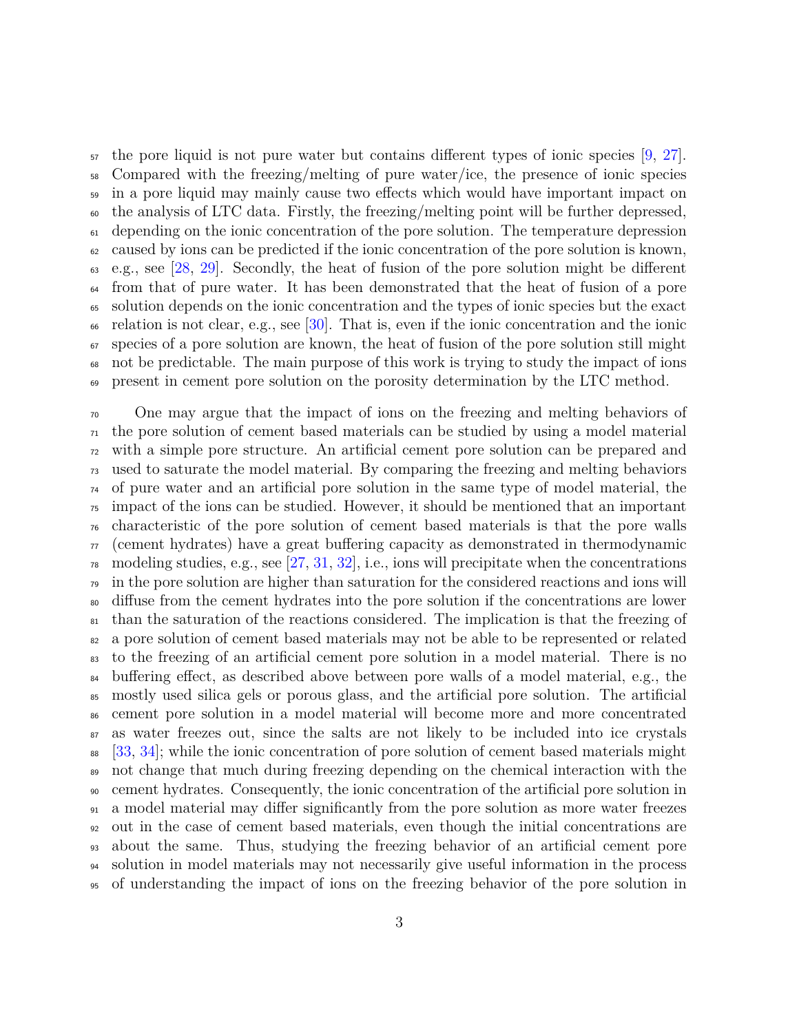the pore liquid is not pure water but contains different types of ionic species [9, 27]. Compared with the freezing/melting of pure water/ice, the presence of ionic species in a pore liquid may mainly cause two effects which would have important impact on the analysis of LTC data. Firstly, the freezing/melting point will be further depressed, depending on the ionic concentration of the pore solution. The temperature depression caused by ions can be predicted if the ionic concentration of the pore solution is known, e.g., see [28, 29]. Secondly, the heat of fusion of the pore solution might be different from that of pure water. It has been demonstrated that the heat of fusion of a pore solution depends on the ionic concentration and the types of ionic species but the exact relation is not clear, e.g., see [30]. That is, even if the ionic concentration and the ionic species of a pore solution are known, the heat of fusion of the pore solution still might not be predictable. The main purpose of this work is trying to study the impact of ions present in cement pore solution on the porosity determination by the LTC method.

One may argue that the impact of ions on the freezing and melting behaviors of the pore solution of cement based materials can be studied by using a model material with a simple pore structure. An artificial cement pore solution can be prepared and used to saturate the model material. By comparing the freezing and melting behaviors of pure water and an artificial pore solution in the same type of model material, the impact of the ions can be studied. However, it should be mentioned that an important characteristic of the pore solution of cement based materials is that the pore walls (cement hydrates) have a great buffering capacity as demonstrated in thermodynamic modeling studies, e.g., see [27, 31, 32], i.e., ions will precipitate when the concentrations in the pore solution are higher than saturation for the considered reactions and ions will diffuse from the cement hydrates into the pore solution if the concentrations are lower than the saturation of the reactions considered. The implication is that the freezing of a pore solution of cement based materials may not be able to be represented or related to the freezing of an artificial cement pore solution in a model material. There is no buffering effect, as described above between pore walls of a model material, e.g., the mostly used silica gels or porous glass, and the artificial pore solution. The artificial cement pore solution in a model material will become more and more concentrated as water freezes out, since the salts are not likely to be included into ice crystals [33, 34]; while the ionic concentration of pore solution of cement based materials might not change that much during freezing depending on the chemical interaction with the cement hydrates. Consequently, the ionic concentration of the artificial pore solution in a model material may differ significantly from the pore solution as more water freezes out in the case of cement based materials, even though the initial concentrations are about the same. Thus, studying the freezing behavior of an artificial cement pore solution in model materials may not necessarily give useful information in the process of understanding the impact of ions on the freezing behavior of the pore solution in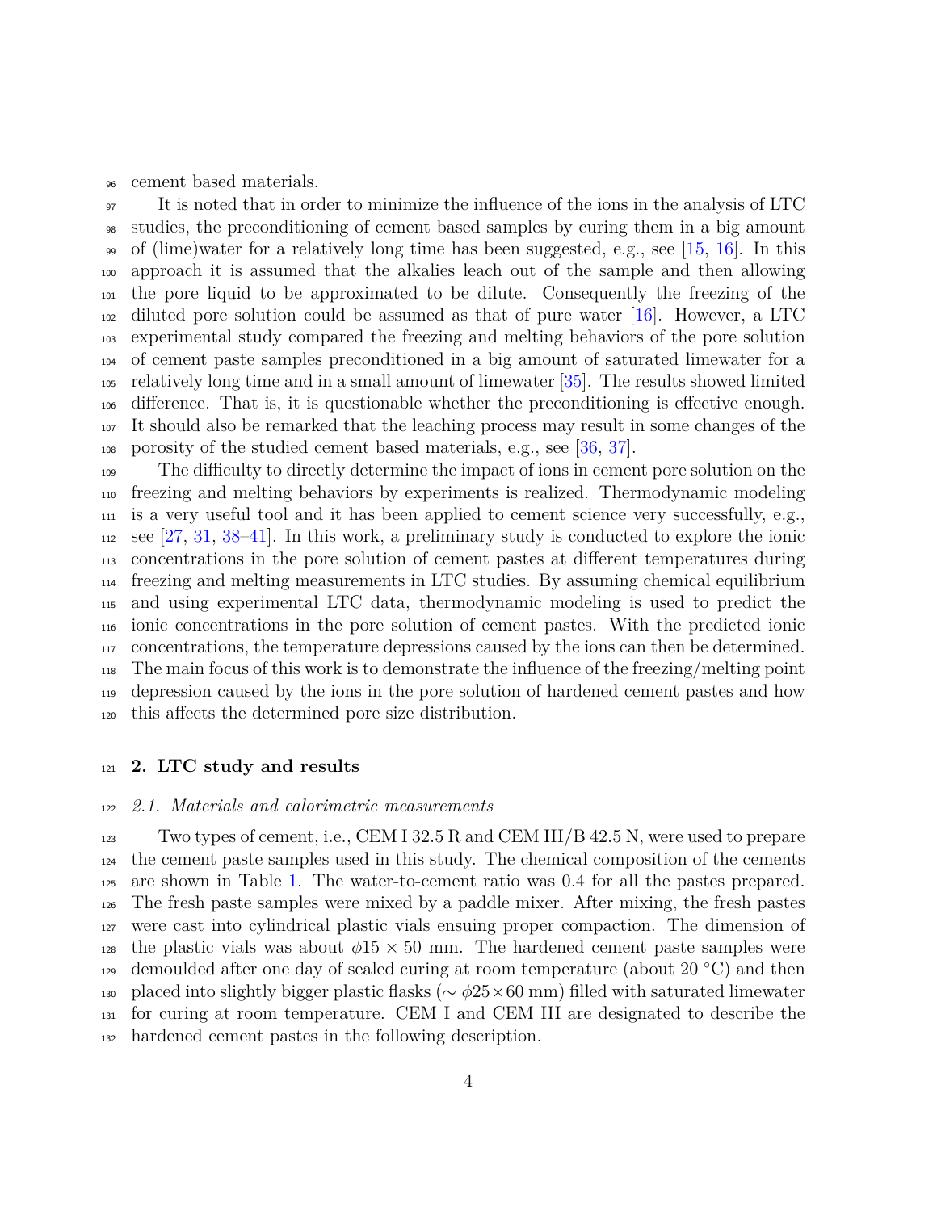cement based materials.

It is noted that in order to minimize the influence of the ions in the analysis of LTC studies, the preconditioning of cement based samples by curing them in a big amount of (lime)water for a relatively long time has been suggested, e.g., see [15, 16]. In this approach it is assumed that the alkalies leach out of the sample and then allowing the pore liquid to be approximated to be dilute. Consequently the freezing of the diluted pore solution could be assumed as that of pure water [16]. However, a LTC experimental study compared the freezing and melting behaviors of the pore solution of cement paste samples preconditioned in a big amount of saturated limewater for a relatively long time and in a small amount of limewater [35]. The results showed limited difference. That is, it is questionable whether the preconditioning is effective enough. It should also be remarked that the leaching process may result in some changes of the porosity of the studied cement based materials, e.g., see [36, 37].

The difficulty to directly determine the impact of ions in cement pore solution on the freezing and melting behaviors by experiments is realized. Thermodynamic modeling is a very useful tool and it has been applied to cement science very successfully, e.g., see [27, 31, 38–41]. In this work, a preliminary study is conducted to explore the ionic concentrations in the pore solution of cement pastes at different temperatures during freezing and melting measurements in LTC studies. By assuming chemical equilibrium and using experimental LTC data, thermodynamic modeling is used to predict the ionic concentrations in the pore solution of cement pastes. With the predicted ionic concentrations, the temperature depressions caused by the ions can then be determined. The main focus of this work is to demonstrate the influence of the freezing/melting point depression caused by the ions in the pore solution of hardened cement pastes and how this affects the determined pore size distribution.

## 2. LTC study and results

### *2.1. Materials and calorimetric measurements*

Two types of cement, i.e., CEM I 32.5 R and CEM III/B 42.5 N, were used to prepare the cement paste samples used in this study. The chemical composition of the cements are shown in Table 1. The water-to-cement ratio was 0.4 for all the pastes prepared. The fresh paste samples were mixed by a paddle mixer. After mixing, the fresh pastes were cast into cylindrical plastic vials ensuing proper compaction. The dimension of the plastic vials was about $\phi 15 \times 50$ mm. The hardened cement paste samples were demoulded after one day of sealed curing at room temperature (about 20 °C) and then placed into slightly bigger plastic flasks ($\sim \phi 25 \times 60$ mm) filled with saturated limewater for curing at room temperature. CEM I and CEM III are designated to describe the hardened cement pastes in the following description.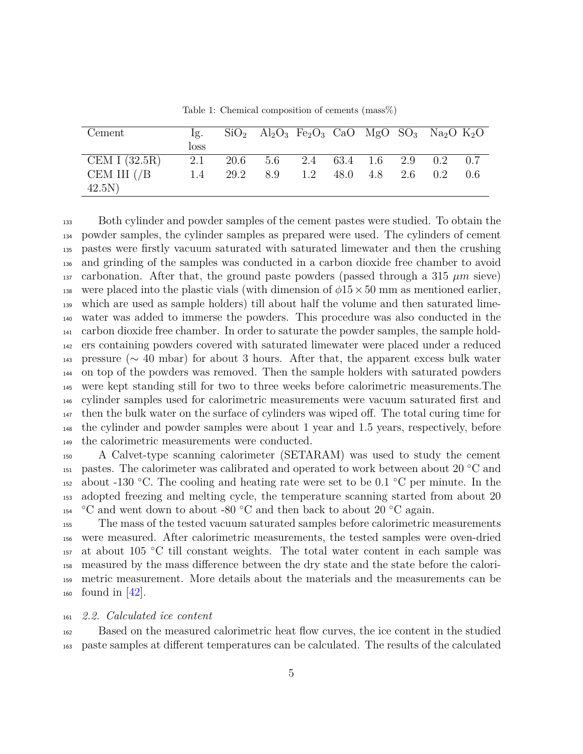Table 1: Chemical composition of cements (mass%)

| Cement | Ig. loss | $SiO_2$ | $Al_2O_3$ | $Fe_2O_3$ | CaO | MgO | $SO_3$ | $Na_2O$ | $K_2O$ |
|---|---|---|---|---|---|---|---|---|---|
| CEM I (32.5R) | 2.1 | 20.6 | 5.6 | 2.4 | 63.4 | 1.6 | 2.9 | 0.2 | 0.7 |
| CEM III (/B 42.5N) | 1.4 | 29.2 | 8.9 | 1.2 | 48.0 | 4.8 | 2.6 | 0.2 | 0.6 |

Both cylinder and powder samples of the cement pastes were studied. To obtain the powder samples, the cylinder samples as prepared were used. The cylinders of cement pastes were firstly vacuum saturated with saturated limewater and then the crushing and grinding of the samples was conducted in a carbon dioxide free chamber to avoid carbonation. After that, the ground paste powders (passed through a 315 $\mu m$ sieve) were placed into the plastic vials (with dimension of $\phi 15 \times 50$ mm as mentioned earlier, which are used as sample holders) till about half the volume and then saturated limewater was added to immerse the powders. This procedure was also conducted in the carbon dioxide free chamber. In order to saturate the powder samples, the sample holders containing powders covered with saturated limewater were placed under a reduced pressure ($\sim$ 40 mbar) for about 3 hours. After that, the apparent excess bulk water on top of the powders was removed. Then the sample holders with saturated powders were kept standing still for two to three weeks before calorimetric measurements.The cylinder samples used for calorimetric measurements were vacuum saturated first and then the bulk water on the surface of cylinders was wiped off. The total curing time for the cylinder and powder samples were about 1 year and 1.5 years, respectively, before the calorimetric measurements were conducted.

A Calvet-type scanning calorimeter (SETARAM) was used to study the cement pastes. The calorimeter was calibrated and operated to work between about 20 °C and about -130 °C. The cooling and heating rate were set to be 0.1 °C per minute. In the adopted freezing and melting cycle, the temperature scanning started from about 20 °C and went down to about -80 °C and then back to about 20 °C again.

The mass of the tested vacuum saturated samples before calorimetric measurements were measured. After calorimetric measurements, the tested samples were oven-dried at about 105 °C till constant weights. The total water content in each sample was measured by the mass difference between the dry state and the state before the calorimetric measurement. More details about the materials and the measurements can be found in [42].

### *2.2. Calculated ice content*

Based on the measured calorimetric heat flow curves, the ice content in the studied paste samples at different temperatures can be calculated. The results of the calculated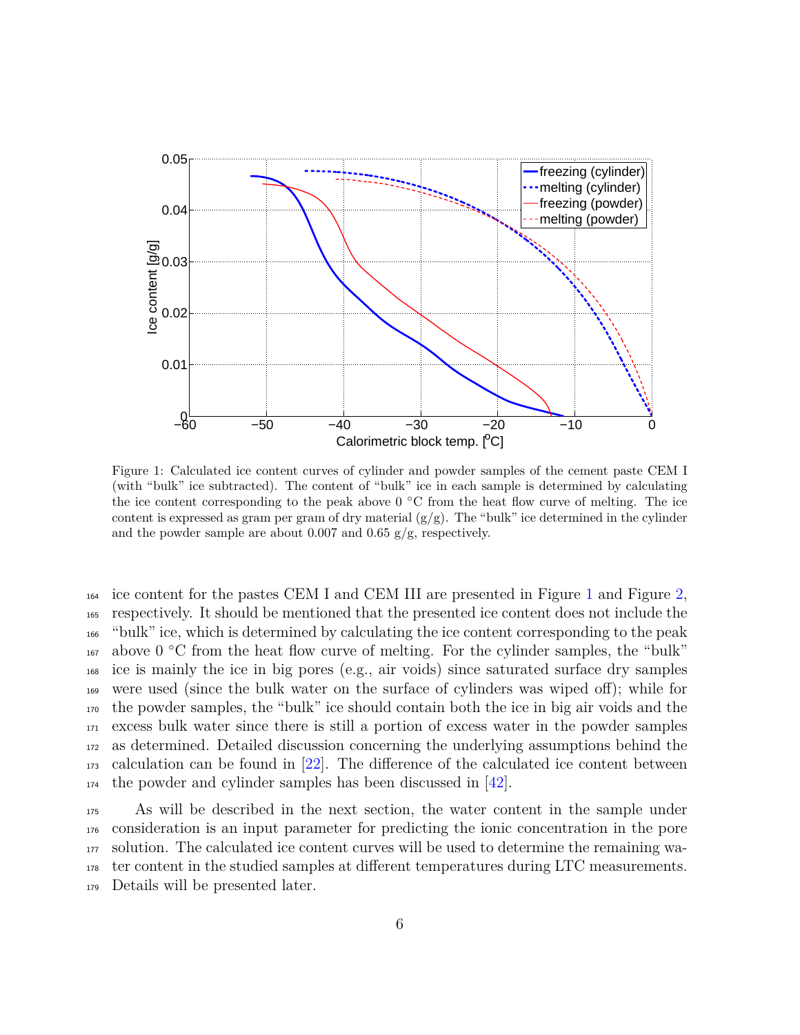Figure 1: Calculated ice content curves of cylinder and powder samples of the cement paste CEM I (with "bulk" ice subtracted). The content of "bulk" ice in each sample is determined by calculating the ice content corresponding to the peak above 0 °C from the heat flow curve of melting. The ice content is expressed as gram per gram of dry material (g/g). The "bulk" ice determined in the cylinder and the powder sample are about 0.007 and 0.65 g/g, respectively.

ice content for the pastes CEM I and CEM III are presented in Figure 1 and Figure 2, respectively. It should be mentioned that the presented ice content does not include the "bulk" ice, which is determined by calculating the ice content corresponding to the peak above 0 °C from the heat flow curve of melting. For the cylinder samples, the "bulk" ice is mainly the ice in big pores (e.g., air voids) since saturated surface dry samples were used (since the bulk water on the surface of cylinders was wiped off); while for the powder samples, the "bulk" ice should contain both the ice in big air voids and the excess bulk water since there is still a portion of excess water in the powder samples as determined. Detailed discussion concerning the underlying assumptions behind the calculation can be found in [22]. The difference of the calculated ice content between the powder and cylinder samples has been discussed in [42].

As will be described in the next section, the water content in the sample under consideration is an input parameter for predicting the ionic concentration in the pore solution. The calculated ice content curves will be used to determine the remaining water content in the studied samples at different temperatures during LTC measurements. Details will be presented later.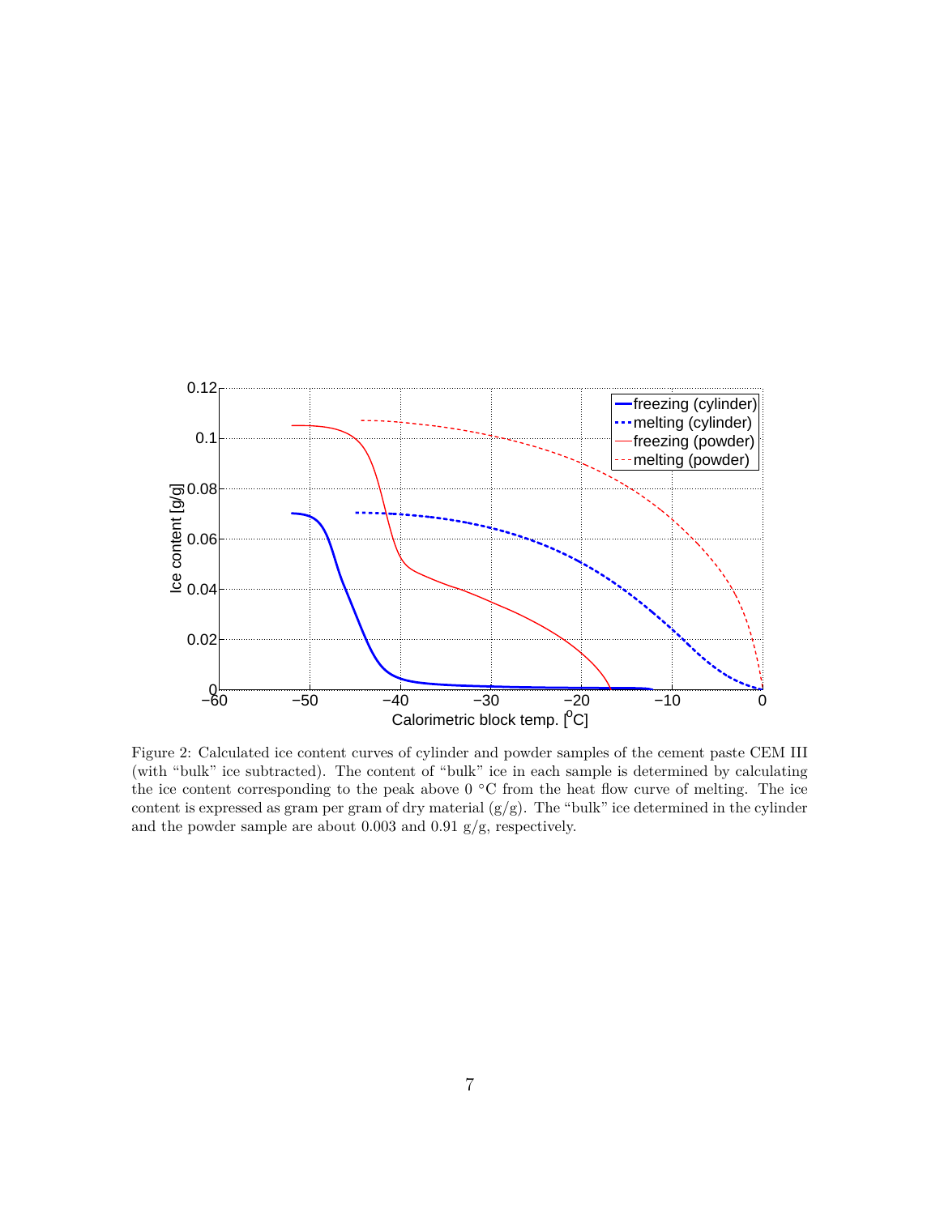Figure 2: Calculated ice content curves of cylinder and powder samples of the cement paste CEM III (with "bulk" ice subtracted). The content of "bulk" ice in each sample is determined by calculating the ice content corresponding to the peak above 0 °C from the heat flow curve of melting. The ice content is expressed as gram per gram of dry material (g/g). The "bulk" ice determined in the cylinder and the powder sample are about 0.003 and 0.91 g/g, respectively.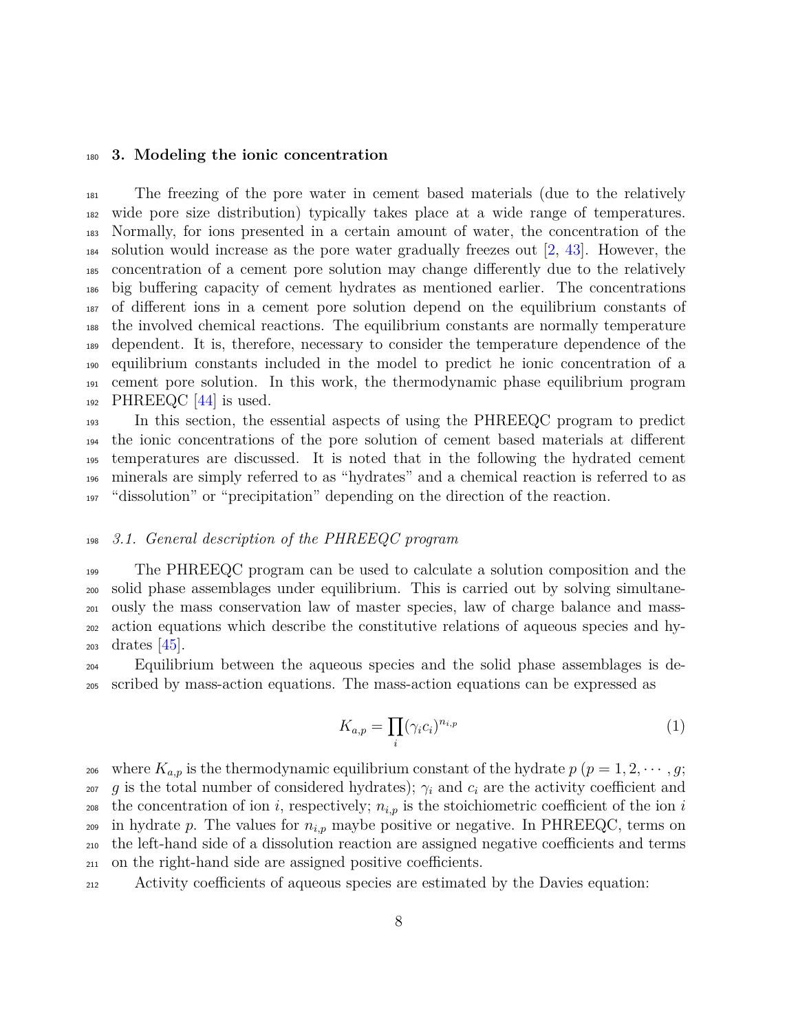## 3. Modeling the ionic concentration

The freezing of the pore water in cement based materials (due to the relatively wide pore size distribution) typically takes place at a wide range of temperatures. Normally, for ions presented in a certain amount of water, the concentration of the solution would increase as the pore water gradually freezes out [2, 43]. However, the concentration of a cement pore solution may change differently due to the relatively big buffering capacity of cement hydrates as mentioned earlier. The concentrations of different ions in a cement pore solution depend on the equilibrium constants of the involved chemical reactions. The equilibrium constants are normally temperature dependent. It is, therefore, necessary to consider the temperature dependence of the equilibrium constants included in the model to predict he ionic concentration of a cement pore solution. In this work, the thermodynamic phase equilibrium program PHREEQC [44] is used.

In this section, the essential aspects of using the PHREEQC program to predict the ionic concentrations of the pore solution of cement based materials at different temperatures are discussed. It is noted that in the following the hydrated cement minerals are simply referred to as "hydrates" and a chemical reaction is referred to as "dissolution" or "precipitation" depending on the direction of the reaction.

### *3.1. General description of the PHREEQC program*

The PHREEQC program can be used to calculate a solution composition and the solid phase assemblages under equilibrium. This is carried out by solving simultaneously the mass conservation law of master species, law of charge balance and mass-action equations which describe the constitutive relations of aqueous species and hydrates [45].

Equilibrium between the aqueous species and the solid phase assemblages is described by mass-action equations. The mass-action equations can be expressed as

$$K_{a,p} = \prod_i (\gamma_i c_i)^{n_{i,p}} \tag{1}$$

where $K_{a,p}$ is the thermodynamic equilibrium constant of the hydrate $p$ ($p = 1, 2, \cdots, g$; $g$ is the total number of considered hydrates); $\gamma_i$ and $c_i$ are the activity coefficient and the concentration of ion $i$, respectively; $n_{i,p}$ is the stoichiometric coefficient of the ion $i$ in hydrate $p$. The values for $n_{i,p}$ maybe positive or negative. In PHREEQC, terms on the left-hand side of a dissolution reaction are assigned negative coefficients and terms on the right-hand side are assigned positive coefficients.

Activity coefficients of aqueous species are estimated by the Davies equation: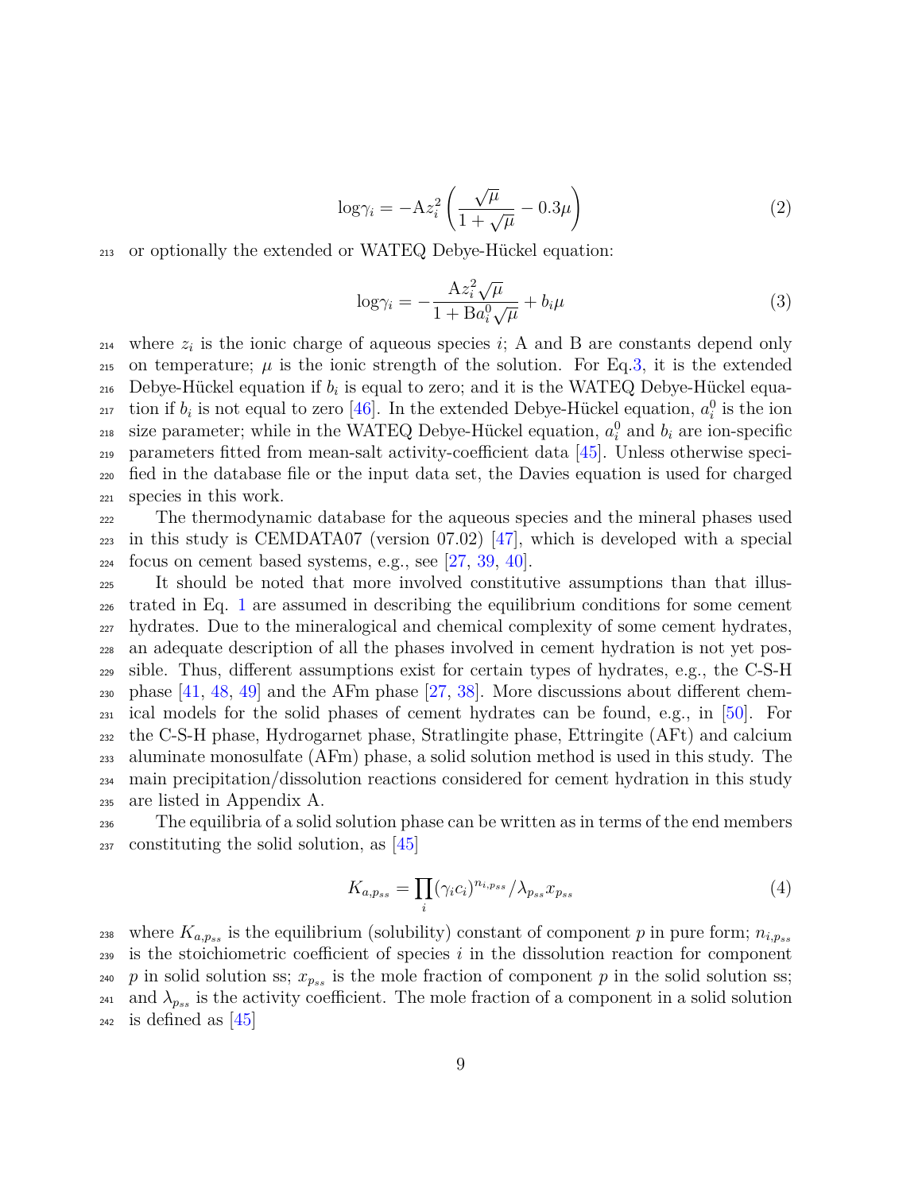$$\log\gamma_i = -\mathrm{A}z_i^2\left(\frac{\sqrt{\mu}}{1+\sqrt{\mu}} - 0.3\mu\right) \tag{2}$$

or optionally the extended or WATEQ Debye-Hückel equation:

$$\log\gamma_i = -\frac{\mathrm{A}z_i^2\sqrt{\mu}}{1+\mathrm{B}a_i^0\sqrt{\mu}} + b_i\mu \tag{3}$$

where $z_i$ is the ionic charge of aqueous species $i$; A and B are constants depend only on temperature; $\mu$ is the ionic strength of the solution. For Eq.3, it is the extended Debye-Hückel equation if $b_i$ is equal to zero; and it is the WATEQ Debye-Hückel equation if $b_i$ is not equal to zero [46]. In the extended Debye-Hückel equation, $a_i^0$ is the ion size parameter; while in the WATEQ Debye-Hückel equation, $a_i^0$ and $b_i$ are ion-specific parameters fitted from mean-salt activity-coefficient data [45]. Unless otherwise specified in the database file or the input data set, the Davies equation is used for charged species in this work.

The thermodynamic database for the aqueous species and the mineral phases used in this study is CEMDATA07 (version 07.02) [47], which is developed with a special focus on cement based systems, e.g., see [27, 39, 40].

It should be noted that more involved constitutive assumptions than that illustrated in Eq. 1 are assumed in describing the equilibrium conditions for some cement hydrates. Due to the mineralogical and chemical complexity of some cement hydrates, an adequate description of all the phases involved in cement hydration is not yet possible. Thus, different assumptions exist for certain types of hydrates, e.g., the C-S-H phase [41, 48, 49] and the AFm phase [27, 38]. More discussions about different chemical models for the solid phases of cement hydrates can be found, e.g., in [50]. For the C-S-H phase, Hydrogarnet phase, Stratlingite phase, Ettringite (AFt) and calcium aluminate monosulfate (AFm) phase, a solid solution method is used in this study. The main precipitation/dissolution reactions considered for cement hydration in this study are listed in Appendix A.

The equilibria of a solid solution phase can be written as in terms of the end members constituting the solid solution, as [45]

$$K_{a,p_{ss}} = \prod_i (\gamma_i c_i)^{n_{i,p_{ss}}} / \lambda_{p_{ss}} x_{p_{ss}} \tag{4}$$

where $K_{a,p_{ss}}$ is the equilibrium (solubility) constant of component $p$ in pure form; $n_{i,p_{ss}}$ is the stoichiometric coefficient of species $i$ in the dissolution reaction for component $p$ in solid solution ss; $x_{p_{ss}}$ is the mole fraction of component $p$ in the solid solution ss; and $\lambda_{p_{ss}}$ is the activity coefficient. The mole fraction of a component in a solid solution is defined as [45]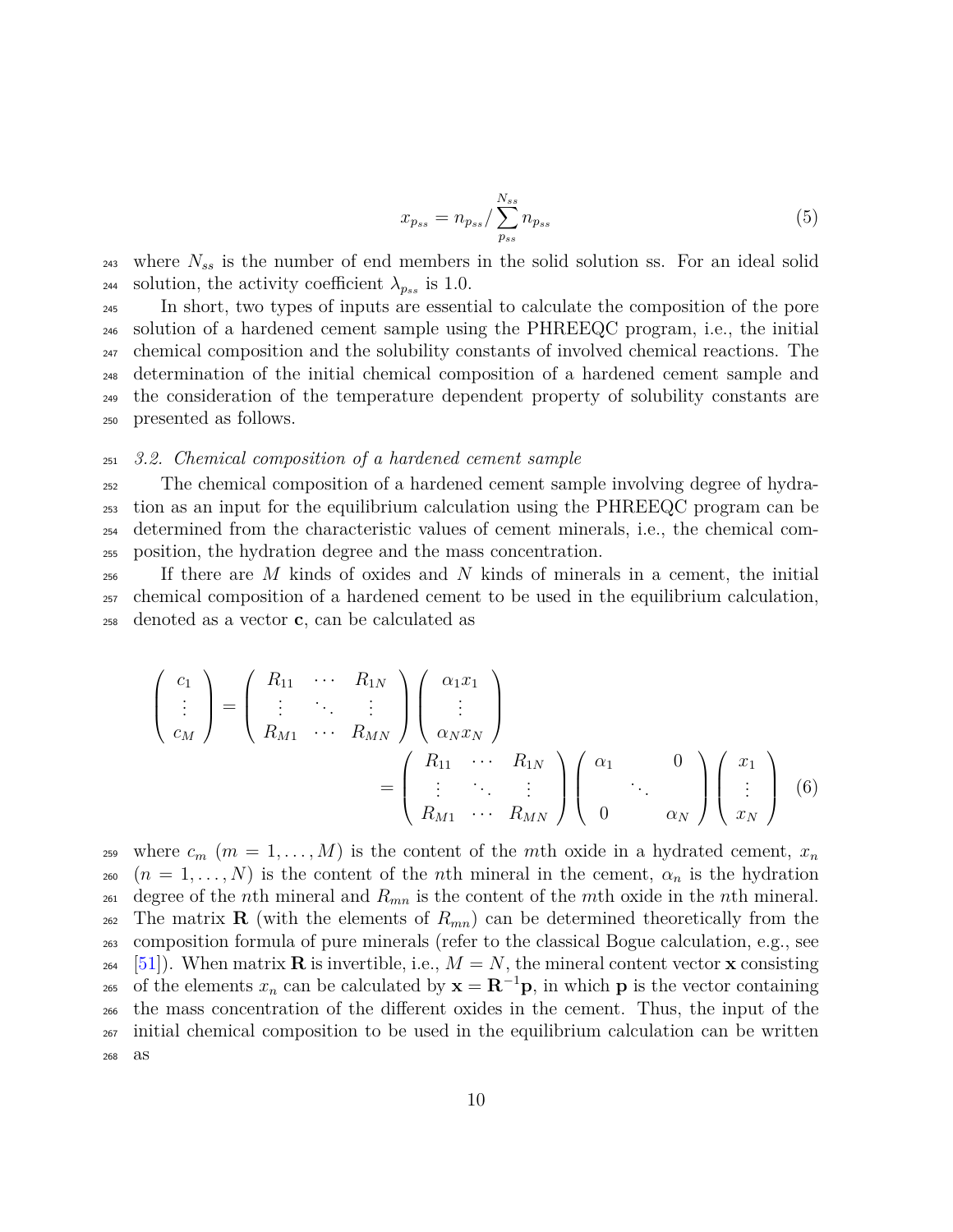$$x_{p_{ss}} = n_{p_{ss}} / \sum_{p_{ss}}^{N_{ss}} n_{p_{ss}} \tag{5}$$

where $N_{ss}$ is the number of end members in the solid solution ss. For an ideal solid solution, the activity coefficient $\lambda_{p_{ss}}$ is 1.0.

In short, two types of inputs are essential to calculate the composition of the pore solution of a hardened cement sample using the PHREEQC program, i.e., the initial chemical composition and the solubility constants of involved chemical reactions. The determination of the initial chemical composition of a hardened cement sample and the consideration of the temperature dependent property of solubility constants are presented as follows.

### *3.2. Chemical composition of a hardened cement sample*

The chemical composition of a hardened cement sample involving degree of hydration as an input for the equilibrium calculation using the PHREEQC program can be determined from the characteristic values of cement minerals, i.e., the chemical composition, the hydration degree and the mass concentration.

If there are $M$ kinds of oxides and $N$ kinds of minerals in a cement, the initial chemical composition of a hardened cement to be used in the equilibrium calculation, denoted as a vector $\mathbf{c}$, can be calculated as

$$\begin{aligned}
\begin{pmatrix} c_1 \\ \vdots \\ c_M \end{pmatrix} &= \begin{pmatrix} R_{11} & \cdots & R_{1N} \\ \vdots & \ddots & \vdots \\ R_{M1} & \cdots & R_{MN} \end{pmatrix} \begin{pmatrix} \alpha_1 x_1 \\ \vdots \\ \alpha_N x_N \end{pmatrix} \\
&= \begin{pmatrix} R_{11} & \cdots & R_{1N} \\ \vdots & \ddots & \vdots \\ R_{M1} & \cdots & R_{MN} \end{pmatrix} \begin{pmatrix} \alpha_1 & & 0 \\ & \ddots & \\ 0 & & \alpha_N \end{pmatrix} \begin{pmatrix} x_1 \\ \vdots \\ x_N \end{pmatrix}
\end{aligned} \tag{6}$$

where $c_m$ ($m = 1, \ldots, M$) is the content of the $m$th oxide in a hydrated cement, $x_n$ ($n = 1, \ldots, N$) is the content of the $n$th mineral in the cement, $\alpha_n$ is the hydration degree of the $n$th mineral and $R_{mn}$ is the content of the $m$th oxide in the $n$th mineral. The matrix $\mathbf{R}$ (with the elements of $R_{mn}$) can be determined theoretically from the composition formula of pure minerals (refer to the classical Bogue calculation, e.g., see [51]). When matrix $\mathbf{R}$ is invertible, i.e., $M = N$, the mineral content vector $\mathbf{x}$ consisting of the elements $x_n$ can be calculated by $\mathbf{x} = \mathbf{R}^{-1}\mathbf{p}$, in which $\mathbf{p}$ is the vector containing the mass concentration of the different oxides in the cement. Thus, the input of the initial chemical composition to be used in the equilibrium calculation can be written as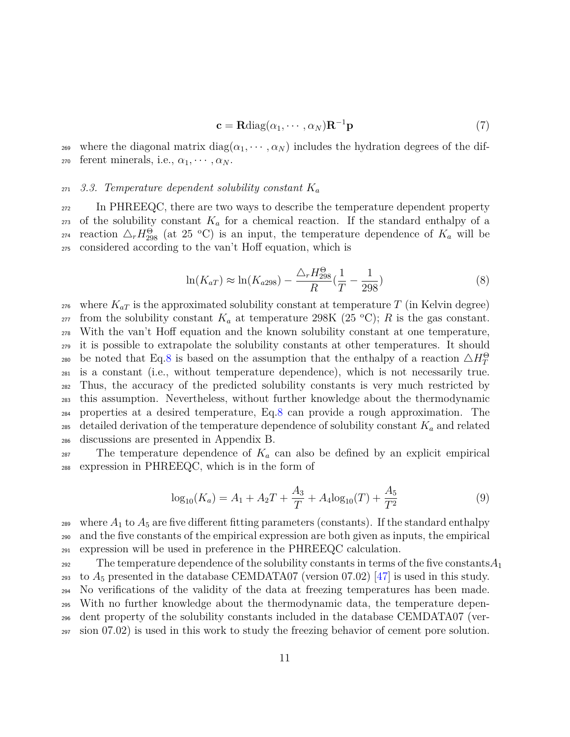$$\mathbf{c} = \mathbf{R}\text{diag}(\alpha_1, \cdots, \alpha_N)\mathbf{R}^{-1}\mathbf{p} \tag{7}$$

where the diagonal matrix $\text{diag}(\alpha_1, \cdots, \alpha_N)$ includes the hydration degrees of the different minerals, i.e., $\alpha_1, \cdots, \alpha_N$.

### *3.3. Temperature dependent solubility constant $K_a$*

In PHREEQC, there are two ways to describe the temperature dependent property of the solubility constant $K_a$ for a chemical reaction. If the standard enthalpy of a reaction $\triangle_r H_{298}^{\Theta}$ (at 25 °C) is an input, the temperature dependence of $K_a$ will be considered according to the van't Hoff equation, which is

$$\ln(K_{aT}) \approx \ln(K_{a298}) - \frac{\triangle_r H_{298}^{\Theta}}{R}\left(\frac{1}{T} - \frac{1}{298}\right) \tag{8}$$

where $K_{aT}$ is the approximated solubility constant at temperature $T$ (in Kelvin degree) from the solubility constant $K_a$ at temperature 298K (25 °C); $R$ is the gas constant. With the van't Hoff equation and the known solubility constant at one temperature, it is possible to extrapolate the solubility constants at other temperatures. It should be noted that Eq.8 is based on the assumption that the enthalpy of a reaction $\triangle H_T^{\Theta}$ is a constant (i.e., without temperature dependence), which is not necessarily true. Thus, the accuracy of the predicted solubility constants is very much restricted by this assumption. Nevertheless, without further knowledge about the thermodynamic properties at a desired temperature, Eq.8 can provide a rough approximation. The detailed derivation of the temperature dependence of solubility constant $K_a$ and related discussions are presented in Appendix B.

The temperature dependence of $K_a$ can also be defined by an explicit empirical expression in PHREEQC, which is in the form of

$$\log_{10}(K_a) = A_1 + A_2 T + \frac{A_3}{T} + A_4 \log_{10}(T) + \frac{A_5}{T^2} \tag{9}$$

where $A_1$ to $A_5$ are five different fitting parameters (constants). If the standard enthalpy and the five constants of the empirical expression are both given as inputs, the empirical expression will be used in preference in the PHREEQC calculation.

The temperature dependence of the solubility constants in terms of the five constants $A_1$ to $A_5$ presented in the database CEMDATA07 (version 07.02) [47] is used in this study. No verifications of the validity of the data at freezing temperatures has been made. With no further knowledge about the thermodynamic data, the temperature dependent property of the solubility constants included in the database CEMDATA07 (version 07.02) is used in this work to study the freezing behavior of cement pore solution.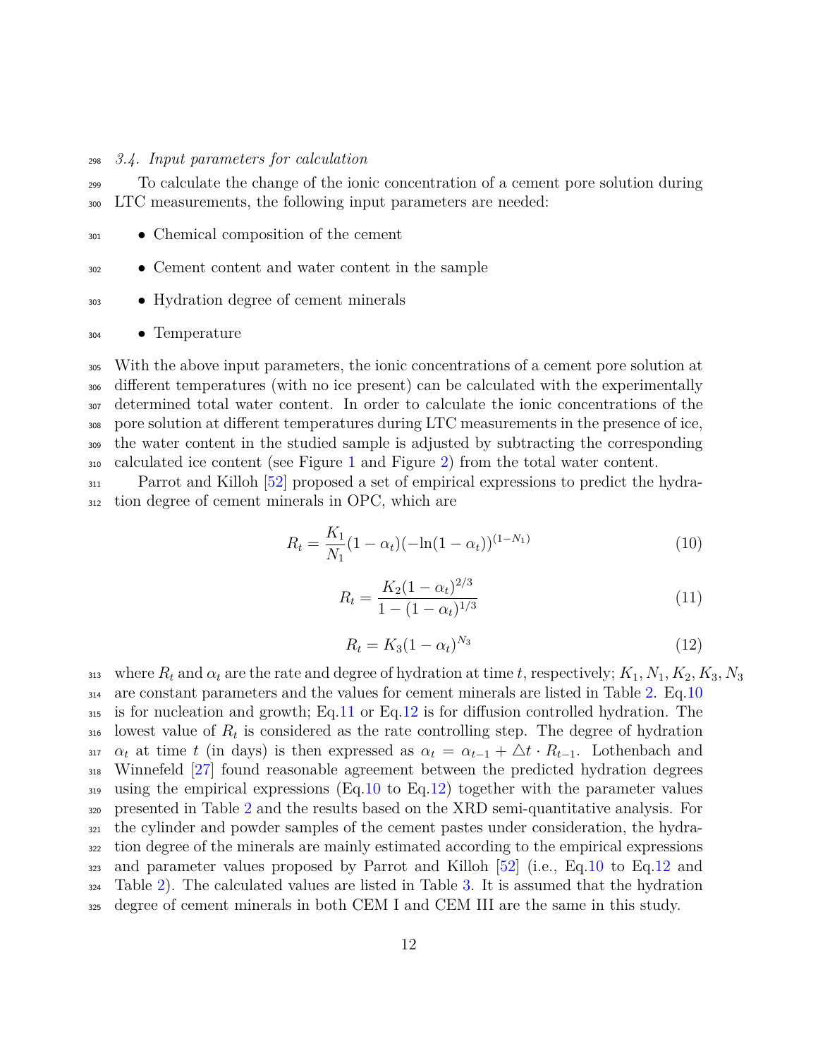### 3.4. Input parameters for calculation

To calculate the change of the ionic concentration of a cement pore solution during LTC measurements, the following input parameters are needed:

- Chemical composition of the cement
- Cement content and water content in the sample
- Hydration degree of cement minerals
- Temperature

With the above input parameters, the ionic concentrations of a cement pore solution at different temperatures (with no ice present) can be calculated with the experimentally determined total water content. In order to calculate the ionic concentrations of the pore solution at different temperatures during LTC measurements in the presence of ice, the water content in the studied sample is adjusted by subtracting the corresponding calculated ice content (see Figure 1 and Figure 2) from the total water content.

Parrot and Killoh [52] proposed a set of empirical expressions to predict the hydration degree of cement minerals in OPC, which are

$$R_t = \frac{K_1}{N_1}(1-\alpha_t)(-\ln(1-\alpha_t))^{(1-N_1)} \tag{10}$$

$$R_t = \frac{K_2(1-\alpha_t)^{2/3}}{1-(1-\alpha_t)^{1/3}} \tag{11}$$

$$R_t = K_3(1-\alpha_t)^{N_3} \tag{12}$$

where $R_t$ and $\alpha_t$ are the rate and degree of hydration at time $t$, respectively; $K_1, N_1, K_2, K_3, N_3$ are constant parameters and the values for cement minerals are listed in Table 2. Eq.10 is for nucleation and growth; Eq.11 or Eq.12 is for diffusion controlled hydration. The lowest value of $R_t$ is considered as the rate controlling step. The degree of hydration $\alpha_t$ at time $t$ (in days) is then expressed as $\alpha_t = \alpha_{t-1} + \triangle t \cdot R_{t-1}$. Lothenbach and Winnefeld [27] found reasonable agreement between the predicted hydration degrees using the empirical expressions (Eq.10 to Eq.12) together with the parameter values presented in Table 2 and the results based on the XRD semi-quantitative analysis. For the cylinder and powder samples of the cement pastes under consideration, the hydration degree of the minerals are mainly estimated according to the empirical expressions and parameter values proposed by Parrot and Killoh [52] (i.e., Eq.10 to Eq.12 and Table 2). The calculated values are listed in Table 3. It is assumed that the hydration degree of cement minerals in both CEM I and CEM III are the same in this study.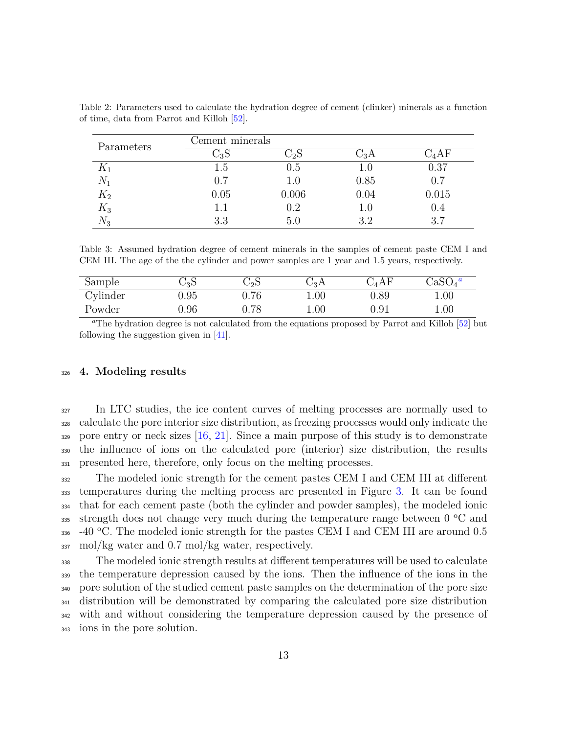Table 2: Parameters used to calculate the hydration degree of cement (clinker) minerals as a function of time, data from Parrot and Killoh [52].

| Parameters | Cement minerals | | | |
|---|---|---|---|---|
| | $C_3S$ | $C_2S$ | $C_3A$ | $C_4AF$ |
| $K_1$ | 1.5 | 0.5 | 1.0 | 0.37 |
| $N_1$ | 0.7 | 1.0 | 0.85 | 0.7 |
| $K_2$ | 0.05 | 0.006 | 0.04 | 0.015 |
| $K_3$ | 1.1 | 0.2 | 1.0 | 0.4 |
| $N_3$ | 3.3 | 5.0 | 3.2 | 3.7 |

Table 3: Assumed hydration degree of cement minerals in the samples of cement paste CEM I and CEM III. The age of the the cylinder and power samples are 1 year and 1.5 years, respectively.

| Sample | $C_3S$ | $C_2S$ | $C_3A$ | $C_4AF$ | $CaSO_4$ [a] |
|---|---|---|---|---|---|
| Cylinder | 0.95 | 0.76 | 1.00 | 0.89 | 1.00 |
| Powder | 0.96 | 0.78 | 1.00 | 0.91 | 1.00 |

[a] The hydration degree is not calculated from the equations proposed by Parrot and Killoh [52] but following the suggestion given in [41].

## 4. Modeling results

In LTC studies, the ice content curves of melting processes are normally used to calculate the pore interior size distribution, as freezing processes would only indicate the pore entry or neck sizes [16, 21]. Since a main purpose of this study is to demonstrate the influence of ions on the calculated pore (interior) size distribution, the results presented here, therefore, only focus on the melting processes.

The modeled ionic strength for the cement pastes CEM I and CEM III at different temperatures during the melting process are presented in Figure 3. It can be found that for each cement paste (both the cylinder and powder samples), the modeled ionic strength does not change very much during the temperature range between 0 ºC and -40 ºC. The modeled ionic strength for the pastes CEM I and CEM III are around 0.5 mol/kg water and 0.7 mol/kg water, respectively.

The modeled ionic strength results at different temperatures will be used to calculate the temperature depression caused by the ions. Then the influence of the ions in the pore solution of the studied cement paste samples on the determination of the pore size distribution will be demonstrated by comparing the calculated pore size distribution with and without considering the temperature depression caused by the presence of ions in the pore solution.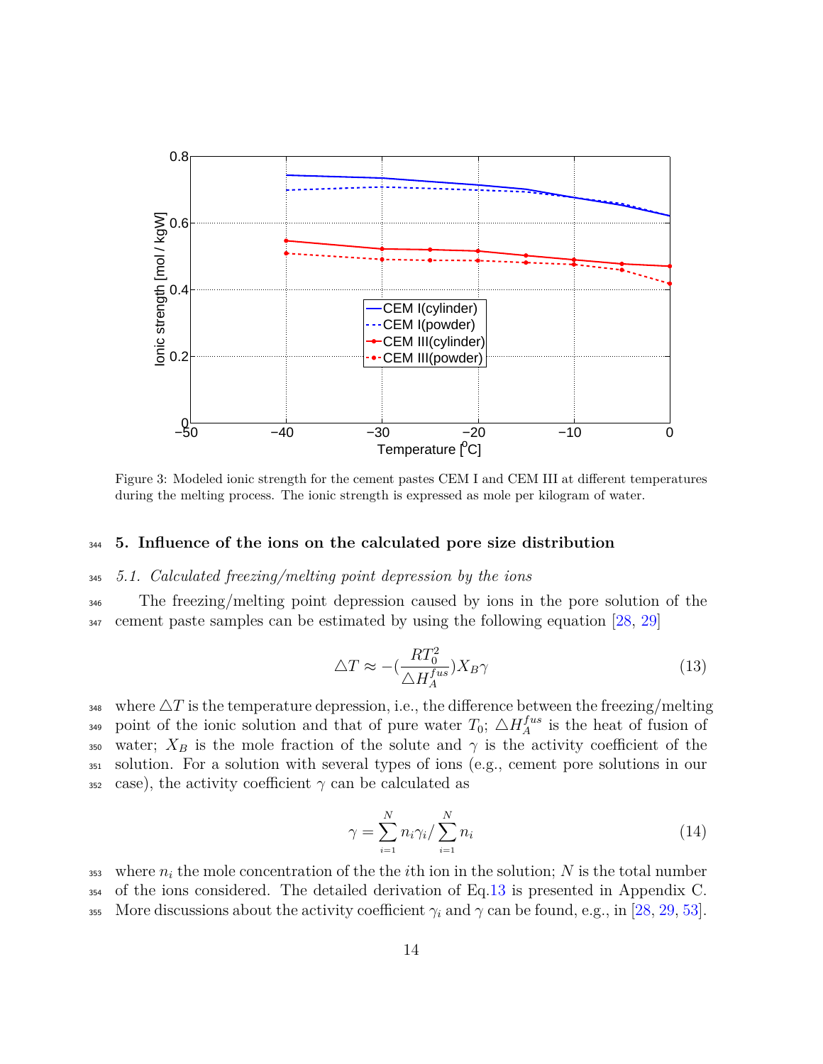Figure 3: Modeled ionic strength for the cement pastes CEM I and CEM III at different temperatures during the melting process. The ionic strength is expressed as mole per kilogram of water.

## 5. Influence of the ions on the calculated pore size distribution

### 5.1. Calculated freezing/melting point depression by the ions

The freezing/melting point depression caused by ions in the pore solution of the cement paste samples can be estimated by using the following equation [28, 29]

$$\triangle T \approx -(\frac{RT_0^2}{\triangle H_A^{fus}})X_B\gamma \tag{13}$$

where $\triangle T$ is the temperature depression, i.e., the difference between the freezing/melting point of the ionic solution and that of pure water $T_0$; $\triangle H_A^{fus}$ is the heat of fusion of water; $X_B$ is the mole fraction of the solute and $\gamma$ is the activity coefficient of the solution. For a solution with several types of ions (e.g., cement pore solutions in our case), the activity coefficient $\gamma$ can be calculated as

$$\gamma = \sum_{i=1}^{N} n_i\gamma_i / \sum_{i=1}^{N} n_i \tag{14}$$

where $n_i$ the mole concentration of the the $i$th ion in the solution; $N$ is the total number of the ions considered. The detailed derivation of Eq.13 is presented in Appendix C. More discussions about the activity coefficient $\gamma_i$ and $\gamma$ can be found, e.g., in [28, 29, 53].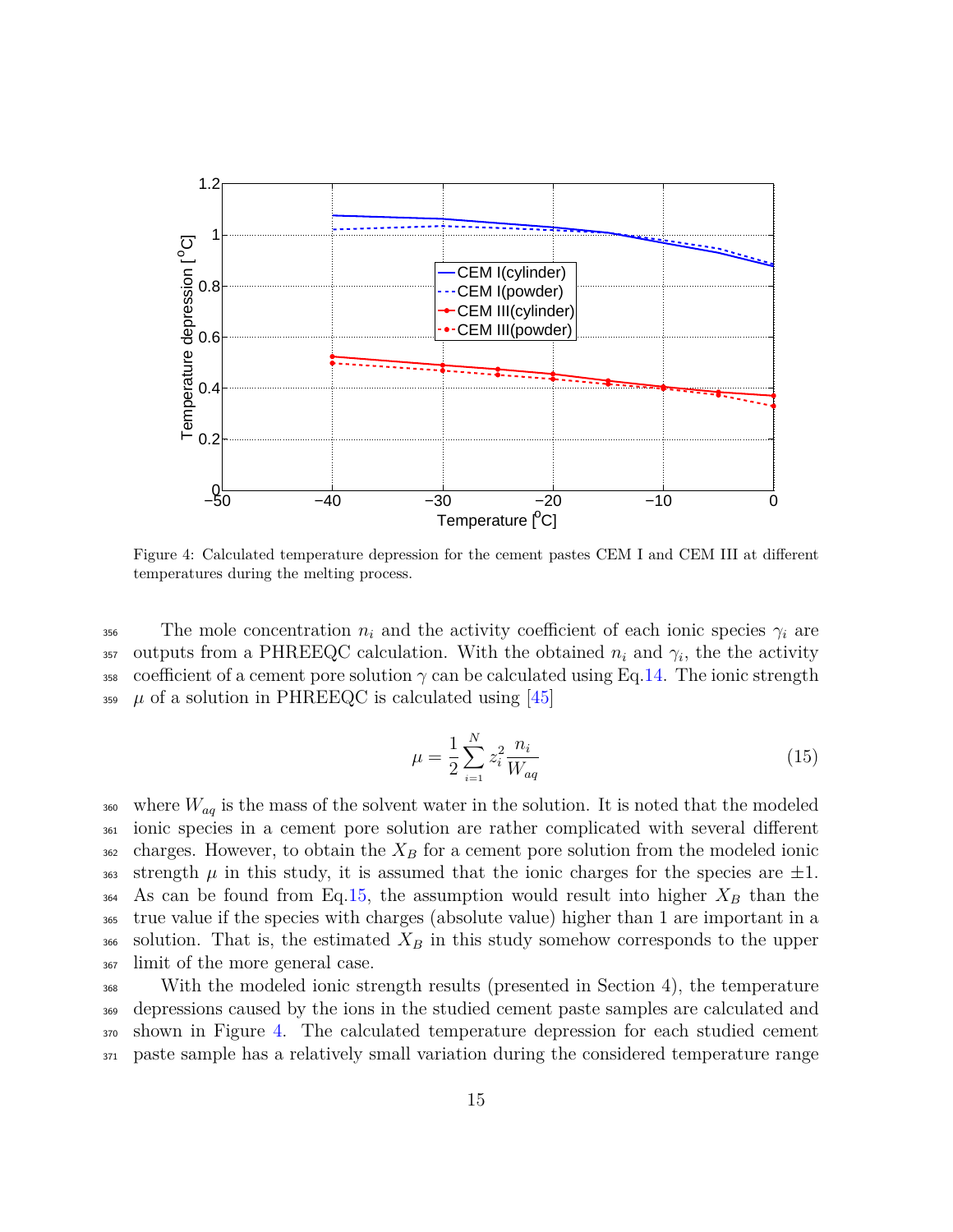Figure 4: Calculated temperature depression for the cement pastes CEM I and CEM III at different temperatures during the melting process.

The mole concentration $n_i$ and the activity coefficient of each ionic species $\gamma_i$ are outputs from a PHREEQC calculation. With the obtained $n_i$ and $\gamma_i$, the the activity coefficient of a cement pore solution $\gamma$ can be calculated using Eq.14. The ionic strength $\mu$ of a solution in PHREEQC is calculated using [45]

$$\mu = \frac{1}{2} \sum_{i=1}^{N} z_i^2 \frac{n_i}{W_{aq}} \tag{15}$$

where $W_{aq}$ is the mass of the solvent water in the solution. It is noted that the modeled ionic species in a cement pore solution are rather complicated with several different charges. However, to obtain the $X_B$ for a cement pore solution from the modeled ionic strength $\mu$ in this study, it is assumed that the ionic charges for the species are $\pm 1$. As can be found from Eq.15, the assumption would result into higher $X_B$ than the true value if the species with charges (absolute value) higher than 1 are important in a solution. That is, the estimated $X_B$ in this study somehow corresponds to the upper limit of the more general case.

With the modeled ionic strength results (presented in Section 4), the temperature depressions caused by the ions in the studied cement paste samples are calculated and shown in Figure 4. The calculated temperature depression for each studied cement paste sample has a relatively small variation during the considered temperature range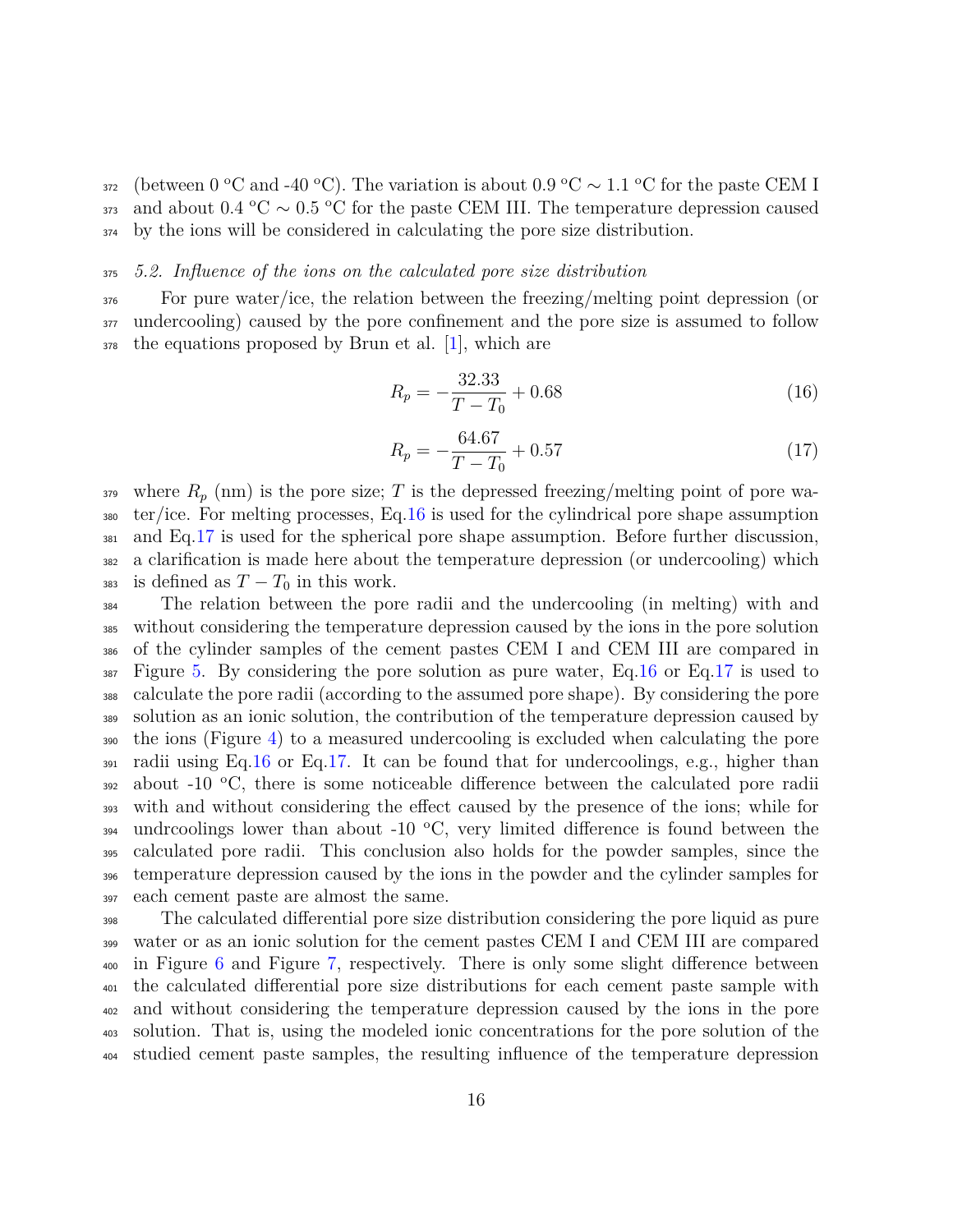(between 0 °C and -40 °C). The variation is about 0.9 °C ∼ 1.1 °C for the paste CEM I and about 0.4 °C ∼ 0.5 °C for the paste CEM III. The temperature depression caused by the ions will be considered in calculating the pore size distribution.

### *5.2. Influence of the ions on the calculated pore size distribution*

For pure water/ice, the relation between the freezing/melting point depression (or undercooling) caused by the pore confinement and the pore size is assumed to follow the equations proposed by Brun et al. [1], which are

$$R_p = -\frac{32.33}{T - T_0} + 0.68 \tag{16}$$

$$R_p = -\frac{64.67}{T - T_0} + 0.57 \tag{17}$$

where $R_p$ (nm) is the pore size; $T$ is the depressed freezing/melting point of pore water/ice. For melting processes, Eq.16 is used for the cylindrical pore shape assumption and Eq.17 is used for the spherical pore shape assumption. Before further discussion, a clarification is made here about the temperature depression (or undercooling) which is defined as $T - T_0$ in this work.

The relation between the pore radii and the undercooling (in melting) with and without considering the temperature depression caused by the ions in the pore solution of the cylinder samples of the cement pastes CEM I and CEM III are compared in Figure 5. By considering the pore solution as pure water, Eq.16 or Eq.17 is used to calculate the pore radii (according to the assumed pore shape). By considering the pore solution as an ionic solution, the contribution of the temperature depression caused by the ions (Figure 4) to a measured undercooling is excluded when calculating the pore radii using Eq.16 or Eq.17. It can be found that for undercoolings, e.g., higher than about -10 °C, there is some noticeable difference between the calculated pore radii with and without considering the effect caused by the presence of the ions; while for undrcoolings lower than about -10 °C, very limited difference is found between the calculated pore radii. This conclusion also holds for the powder samples, since the temperature depression caused by the ions in the powder and the cylinder samples for each cement paste are almost the same.

The calculated differential pore size distribution considering the pore liquid as pure water or as an ionic solution for the cement pastes CEM I and CEM III are compared in Figure 6 and Figure 7, respectively. There is only some slight difference between the calculated differential pore size distributions for each cement paste sample with and without considering the temperature depression caused by the ions in the pore solution. That is, using the modeled ionic concentrations for the pore solution of the studied cement paste samples, the resulting influence of the temperature depression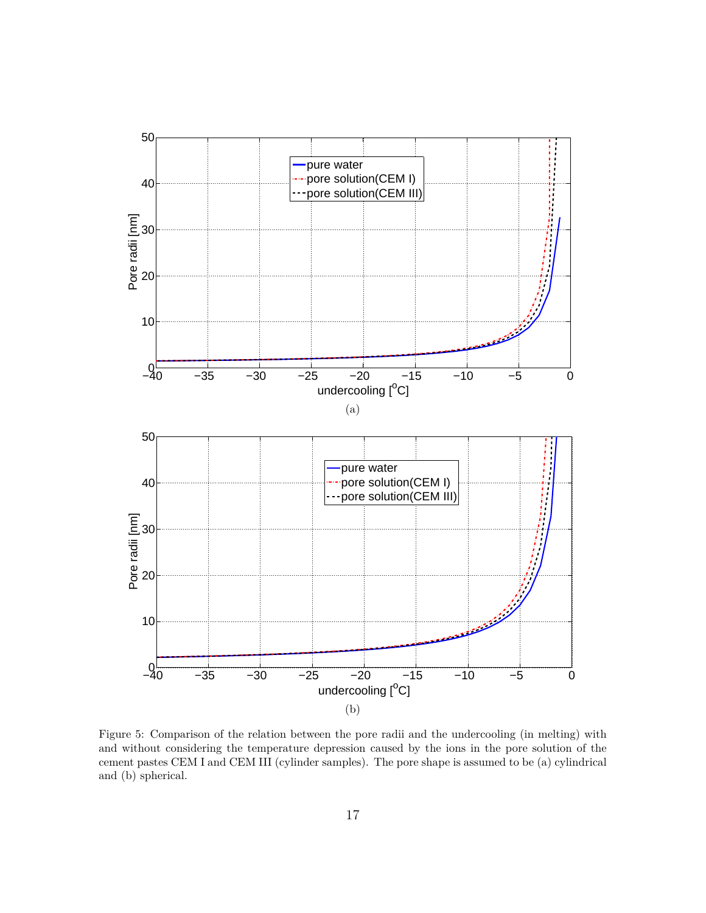(a)

(b)

Figure 5: Comparison of the relation between the pore radii and the undercooling (in melting) with and without considering the temperature depression caused by the ions in the pore solution of the cement pastes CEM I and CEM III (cylinder samples). The pore shape is assumed to be (a) cylindrical and (b) spherical.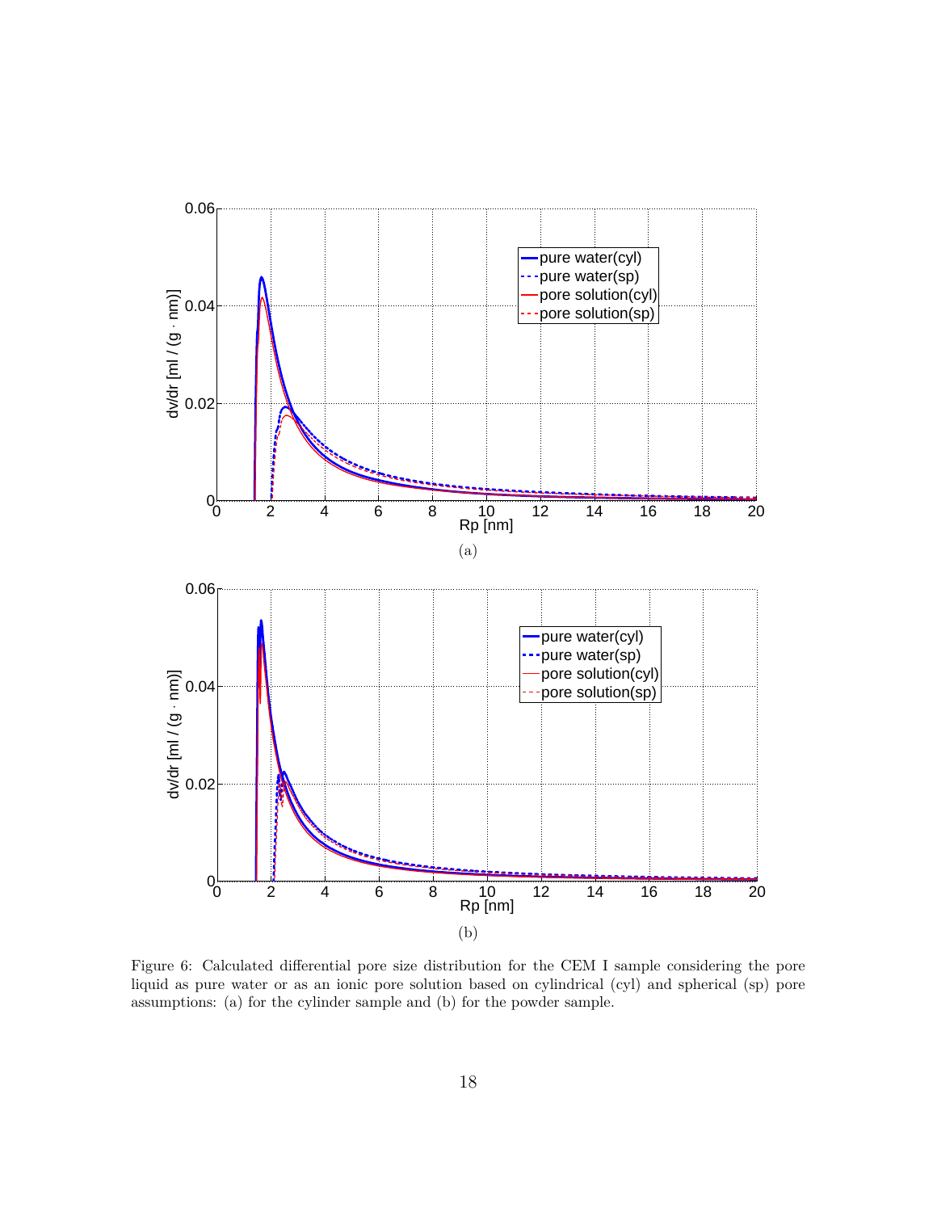(a)

(b)

Figure 6: Calculated differential pore size distribution for the CEM I sample considering the pore liquid as pure water or as an ionic pore solution based on cylindrical (cyl) and spherical (sp) pore assumptions: (a) for the cylinder sample and (b) for the powder sample.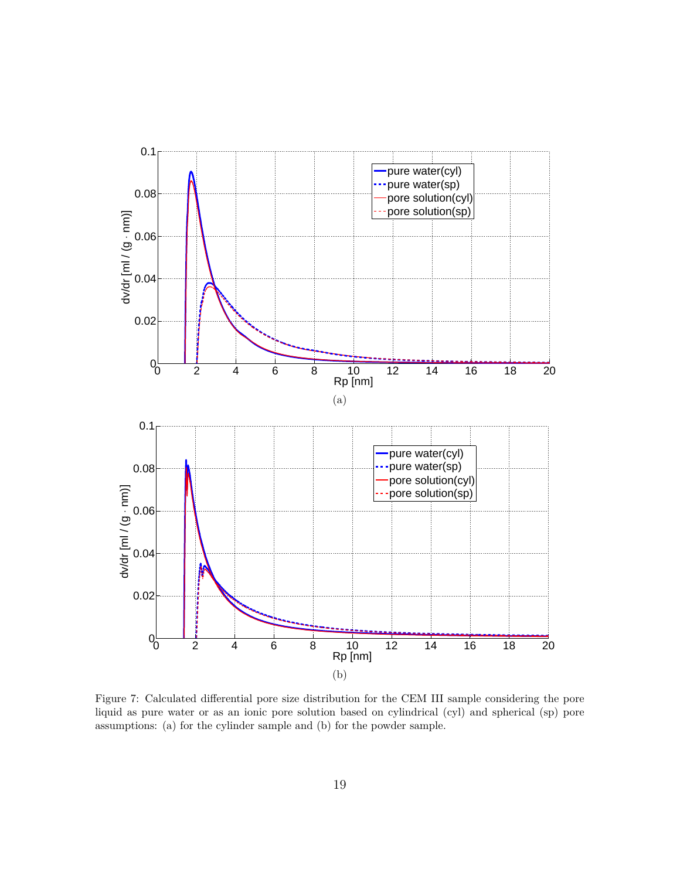(a)

(b)

Figure 7: Calculated differential pore size distribution for the CEM III sample considering the pore liquid as pure water or as an ionic pore solution based on cylindrical (cyl) and spherical (sp) pore assumptions: (a) for the cylinder sample and (b) for the powder sample.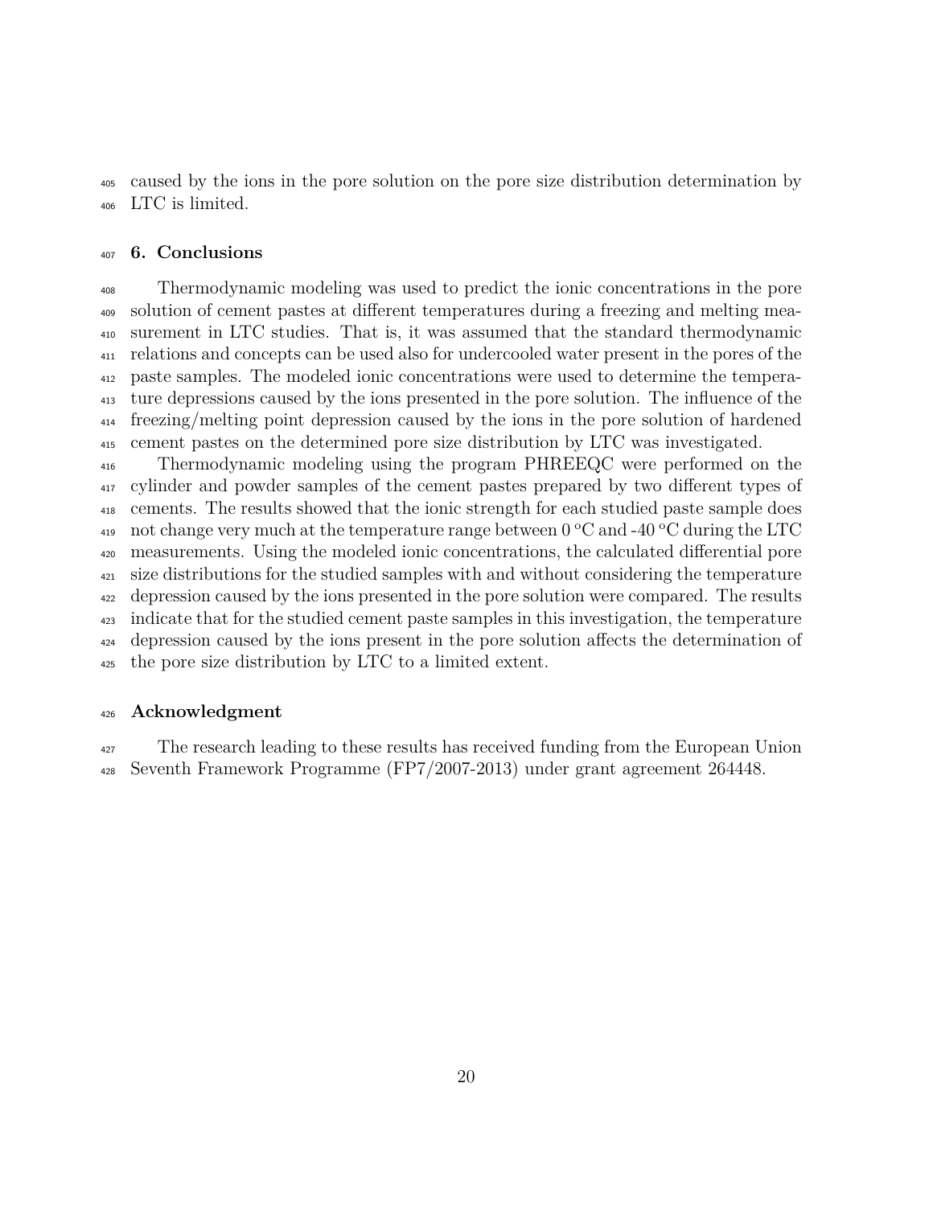caused by the ions in the pore solution on the pore size distribution determination by LTC is limited.

## 6. Conclusions

Thermodynamic modeling was used to predict the ionic concentrations in the pore solution of cement pastes at different temperatures during a freezing and melting measurement in LTC studies. That is, it was assumed that the standard thermodynamic relations and concepts can be used also for undercooled water present in the pores of the paste samples. The modeled ionic concentrations were used to determine the temperature depressions caused by the ions presented in the pore solution. The influence of the freezing/melting point depression caused by the ions in the pore solution of hardened cement pastes on the determined pore size distribution by LTC was investigated.

Thermodynamic modeling using the program PHREEQC were performed on the cylinder and powder samples of the cement pastes prepared by two different types of cements. The results showed that the ionic strength for each studied paste sample does not change very much at the temperature range between 0 °C and -40 °C during the LTC measurements. Using the modeled ionic concentrations, the calculated differential pore size distributions for the studied samples with and without considering the temperature depression caused by the ions presented in the pore solution were compared. The results indicate that for the studied cement paste samples in this investigation, the temperature depression caused by the ions present in the pore solution affects the determination of the pore size distribution by LTC to a limited extent.

## Acknowledgment

The research leading to these results has received funding from the European Union Seventh Framework Programme (FP7/2007-2013) under grant agreement 264448.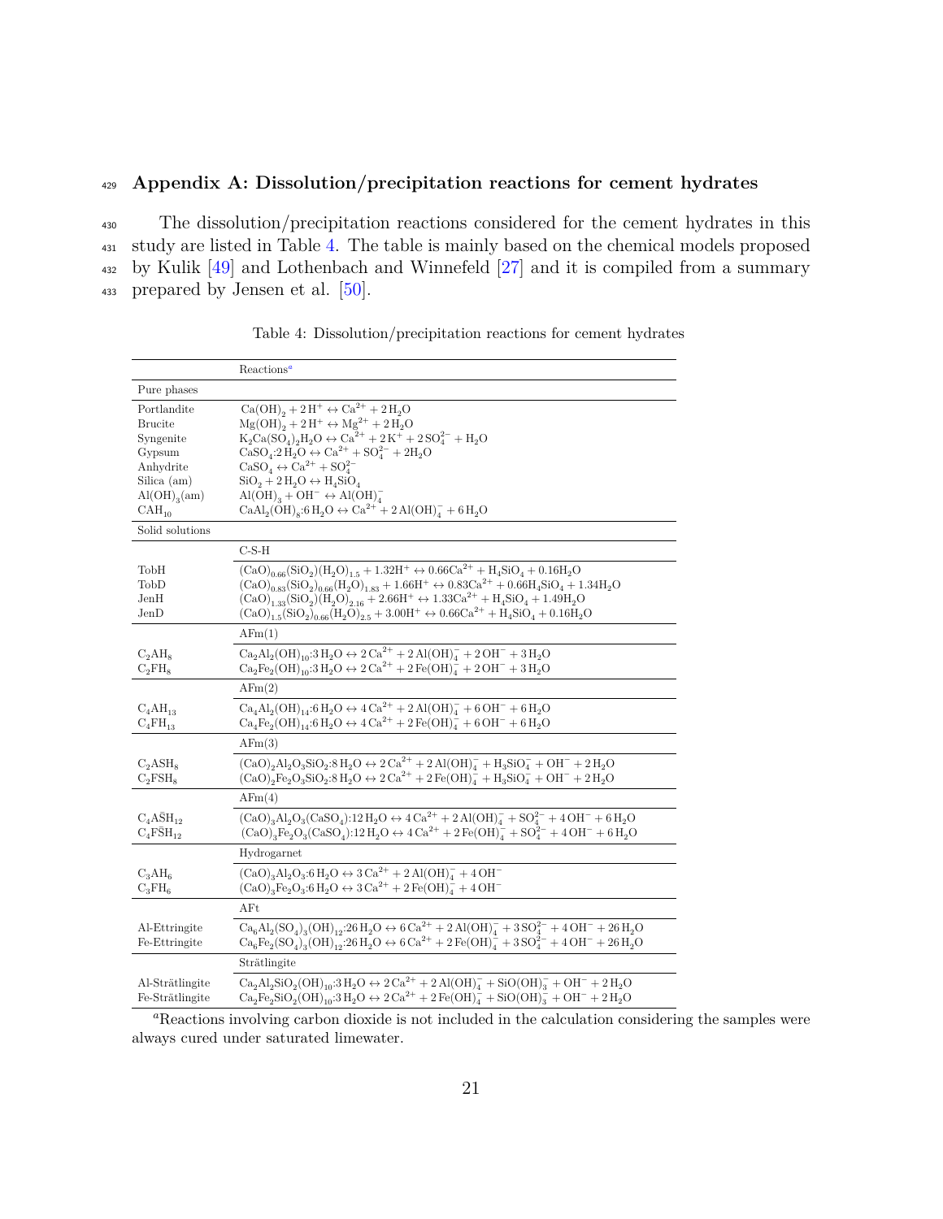## Appendix A: Dissolution/precipitation reactions for cement hydrates

The dissolution/precipitation reactions considered for the cement hydrates in this study are listed in Table 4. The table is mainly based on the chemical models proposed by Kulik [49] and Lothenbach and Winnefeld [27] and it is compiled from a summary prepared by Jensen et al. [50].

Table 4: Dissolution/precipitation reactions for cement hydrates

| | Reactions[a] |
|---|---|
| **Pure phases** | |
| Portlandite | $Ca(OH)_2 + 2\,H^+ \leftrightarrow Ca^{2+} + 2\,H_2O$ |
| Brucite | $Mg(OH)_2 + 2\,H^+ \leftrightarrow Mg^{2+} + 2\,H_2O$ |
| Syngenite | $K_2Ca(SO_4)_2H_2O \leftrightarrow Ca^{2+} + 2\,K^+ + 2\,SO_4^{2-} + H_2O$ |
| Gypsum | $CaSO_4{:}2\,H_2O \leftrightarrow Ca^{2+} + SO_4^{2-} + 2H_2O$ |
| Anhydrite | $CaSO_4 \leftrightarrow Ca^{2+} + SO_4^{2-}$ |
| Silica (am) | $SiO_2 + 2\,H_2O \leftrightarrow H_4SiO_4$ |
| $Al(OH)_3$(am) | $Al(OH)_3 + OH^- \leftrightarrow Al(OH)_4^-$ |
| $CAH_{10}$ | $CaAl_2(OH)_8{:}6\,H_2O \leftrightarrow Ca^{2+} + 2\,Al(OH)_4^- + 6\,H_2O$ |
| **Solid solutions** | |
| | C-S-H |
| TobH | $(CaO)_{0.66}(SiO_2)(H_2O)_{1.5} + 1.32H^+ \leftrightarrow 0.66Ca^{2+} + H_4SiO_4 + 0.16H_2O$ |
| TobD | $(CaO)_{0.83}(SiO_2)_{0.66}(H_2O)_{1.83} + 1.66H^+ \leftrightarrow 0.83Ca^{2+} + 0.66H_4SiO_4 + 1.34H_2O$ |
| JenH | $(CaO)_{1.33}(SiO_2)(H_2O)_{2.16} + 2.66H^+ \leftrightarrow 1.33Ca^{2+} + H_4SiO_4 + 1.49H_2O$ |
| JenD | $(CaO)_{1.5}(SiO_2)_{0.66}(H_2O)_{2.5} + 3.00H^+ \leftrightarrow 0.66Ca^{2+} + H_4SiO_4 + 0.16H_2O$ |
| | AFm(1) |
| $C_2AH_8$ | $Ca_2Al_2(OH)_{10}{:}3\,H_2O \leftrightarrow 2\,Ca^{2+} + 2\,Al(OH)_4^- + 2\,OH^- + 3\,H_2O$ |
| $C_2FH_8$ | $Ca_2Fe_2(OH)_{10}{:}3\,H_2O \leftrightarrow 2\,Ca^{2+} + 2\,Fe(OH)_4^- + 2\,OH^- + 3\,H_2O$ |
| | AFm(2) |
| $C_4AH_{13}$ | $Ca_4Al_2(OH)_{14}{:}6\,H_2O \leftrightarrow 4\,Ca^{2+} + 2\,Al(OH)_4^- + 6\,OH^- + 6\,H_2O$ |
| $C_4FH_{13}$ | $Ca_4Fe_2(OH)_{14}{:}6\,H_2O \leftrightarrow 4\,Ca^{2+} + 2\,Fe(OH)_4^- + 6\,OH^- + 6\,H_2O$ |
| | AFm(3) |
| $C_2ASH_8$ | $(CaO)_2Al_2O_3SiO_2{:}8\,H_2O \leftrightarrow 2\,Ca^{2+} + 2\,Al(OH)_4^- + H_3SiO_4^- + OH^- + 2\,H_2O$ |
| $C_2FSH_8$ | $(CaO)_2Fe_2O_3SiO_2{:}8\,H_2O \leftrightarrow 2\,Ca^{2+} + 2\,Fe(OH)_4^- + H_3SiO_4^- + OH^- + 2\,H_2O$ |
| | AFm(4) |
| $C_4A\bar{S}H_{12}$ | $(CaO)_3Al_2O_3(CaSO_4){:}12\,H_2O \leftrightarrow 4\,Ca^{2+} + 2\,Al(OH)_4^- + SO_4^{2-} + 4\,OH^- + 6\,H_2O$ |
| $C_4F\bar{S}H_{12}$ | $(CaO)_3Fe_2O_3(CaSO_4){:}12\,H_2O \leftrightarrow 4\,Ca^{2+} + 2\,Fe(OH)_4^- + SO_4^{2-} + 4\,OH^- + 6\,H_2O$ |
| | Hydrogarnet |
| $C_3AH_6$ | $(CaO)_3Al_2O_3{:}6\,H_2O \leftrightarrow 3\,Ca^{2+} + 2\,Al(OH)_4^- + 4\,OH^-$ |
| $C_3FH_6$ | $(CaO)_3Fe_2O_3{:}6\,H_2O \leftrightarrow 3\,Ca^{2+} + 2\,Fe(OH)_4^- + 4\,OH^-$ |
| | AFt |
| Al-Ettringite | $Ca_6Al_2(SO_4)_3(OH)_{12}{:}26\,H_2O \leftrightarrow 6\,Ca^{2+} + 2\,Al(OH)_4^- + 3\,SO_4^{2-} + 4\,OH^- + 26\,H_2O$ |
| Fe-Ettringite | $Ca_6Fe_2(SO_4)_3(OH)_{12}{:}26\,H_2O \leftrightarrow 6\,Ca^{2+} + 2\,Fe(OH)_4^- + 3\,SO_4^{2-} + 4\,OH^- + 26\,H_2O$ |
| | Strätlingite |
| Al-Strätlingite | $Ca_2Al_2SiO_2(OH)_{10}{:}3\,H_2O \leftrightarrow 2\,Ca^{2+} + 2\,Al(OH)_4^- + SiO(OH)_3^- + OH^- + 2\,H_2O$ |
| Fe-Strätlingite | $Ca_2Fe_2SiO_2(OH)_{10}{:}3\,H_2O \leftrightarrow 2\,Ca^{2+} + 2\,Fe(OH)_4^- + SiO(OH)_3^- + OH^- + 2\,H_2O$ |

[a] Reactions involving carbon dioxide is not included in the calculation considering the samples were always cured under saturated limewater.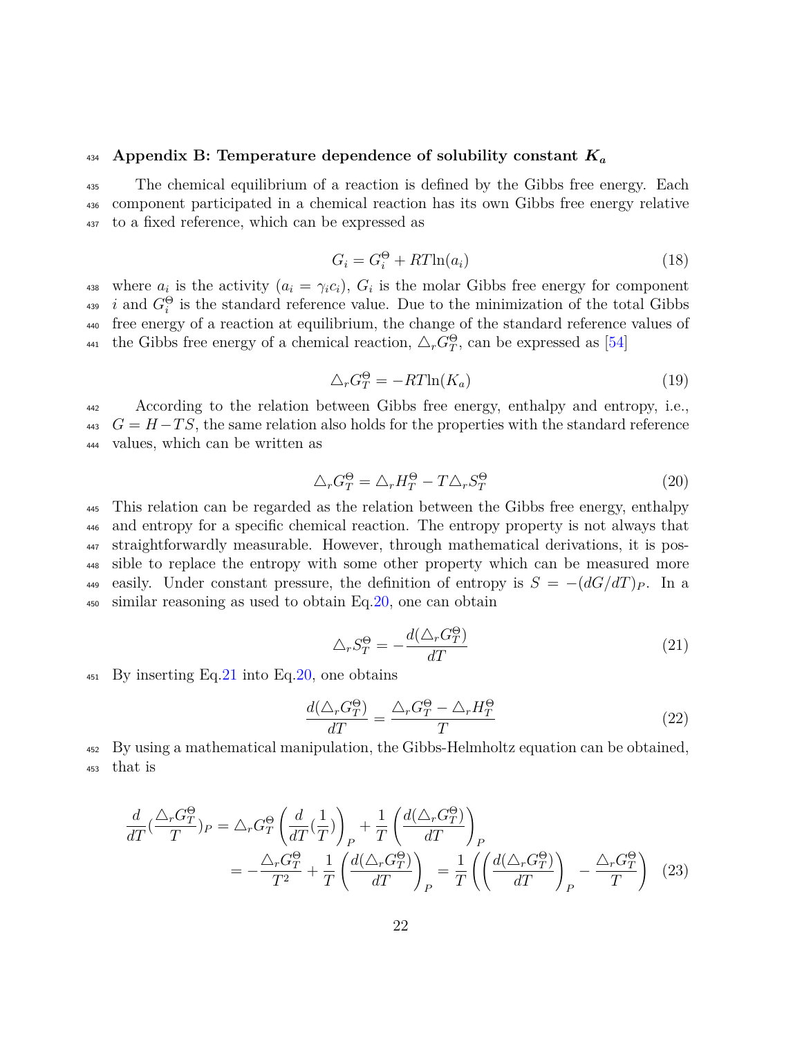## Appendix B: Temperature dependence of solubility constant $K_a$

The chemical equilibrium of a reaction is defined by the Gibbs free energy. Each component participated in a chemical reaction has its own Gibbs free energy relative to a fixed reference, which can be expressed as

$$G_i = G_i^{\Theta} + RT\ln(a_i) \tag{18}$$

where $a_i$ is the activity ($a_i = \gamma_i c_i$), $G_i$ is the molar Gibbs free energy for component $i$ and $G_i^{\Theta}$ is the standard reference value. Due to the minimization of the total Gibbs free energy of a reaction at equilibrium, the change of the standard reference values of the Gibbs free energy of a chemical reaction, $\triangle_r G_T^{\Theta}$, can be expressed as [54]

$$\triangle_r G_T^{\Theta} = -RT\ln(K_a) \tag{19}$$

According to the relation between Gibbs free energy, enthalpy and entropy, i.e., $G = H - TS$, the same relation also holds for the properties with the standard reference values, which can be written as

$$\triangle_r G_T^{\Theta} = \triangle_r H_T^{\Theta} - T\triangle_r S_T^{\Theta} \tag{20}$$

This relation can be regarded as the relation between the Gibbs free energy, enthalpy and entropy for a specific chemical reaction. The entropy property is not always that straightforwardly measurable. However, through mathematical derivations, it is possible to replace the entropy with some other property which can be measured more easily. Under constant pressure, the definition of entropy is $S = -(dG/dT)_P$. In a similar reasoning as used to obtain Eq.20, one can obtain

$$\triangle_r S_T^{\Theta} = -\frac{d(\triangle_r G_T^{\Theta})}{dT} \tag{21}$$

By inserting Eq.21 into Eq.20, one obtains

$$\frac{d(\triangle_r G_T^{\Theta})}{dT} = \frac{\triangle_r G_T^{\Theta} - \triangle_r H_T^{\Theta}}{T} \tag{22}$$

By using a mathematical manipulation, the Gibbs-Helmholtz equation can be obtained, that is

$$\begin{aligned}\frac{d}{dT}\left(\frac{\triangle_r G_T^{\Theta}}{T}\right)_P &= \triangle_r G_T^{\Theta}\left(\frac{d}{dT}\left(\frac{1}{T}\right)\right)_P + \frac{1}{T}\left(\frac{d(\triangle_r G_T^{\Theta})}{dT}\right)_P \\ &= -\frac{\triangle_r G_T^{\Theta}}{T^2} + \frac{1}{T}\left(\frac{d(\triangle_r G_T^{\Theta})}{dT}\right)_P = \frac{1}{T}\left(\left(\frac{d(\triangle_r G_T^{\Theta})}{dT}\right)_P - \frac{\triangle_r G_T^{\Theta}}{T}\right)\end{aligned} \tag{23}$$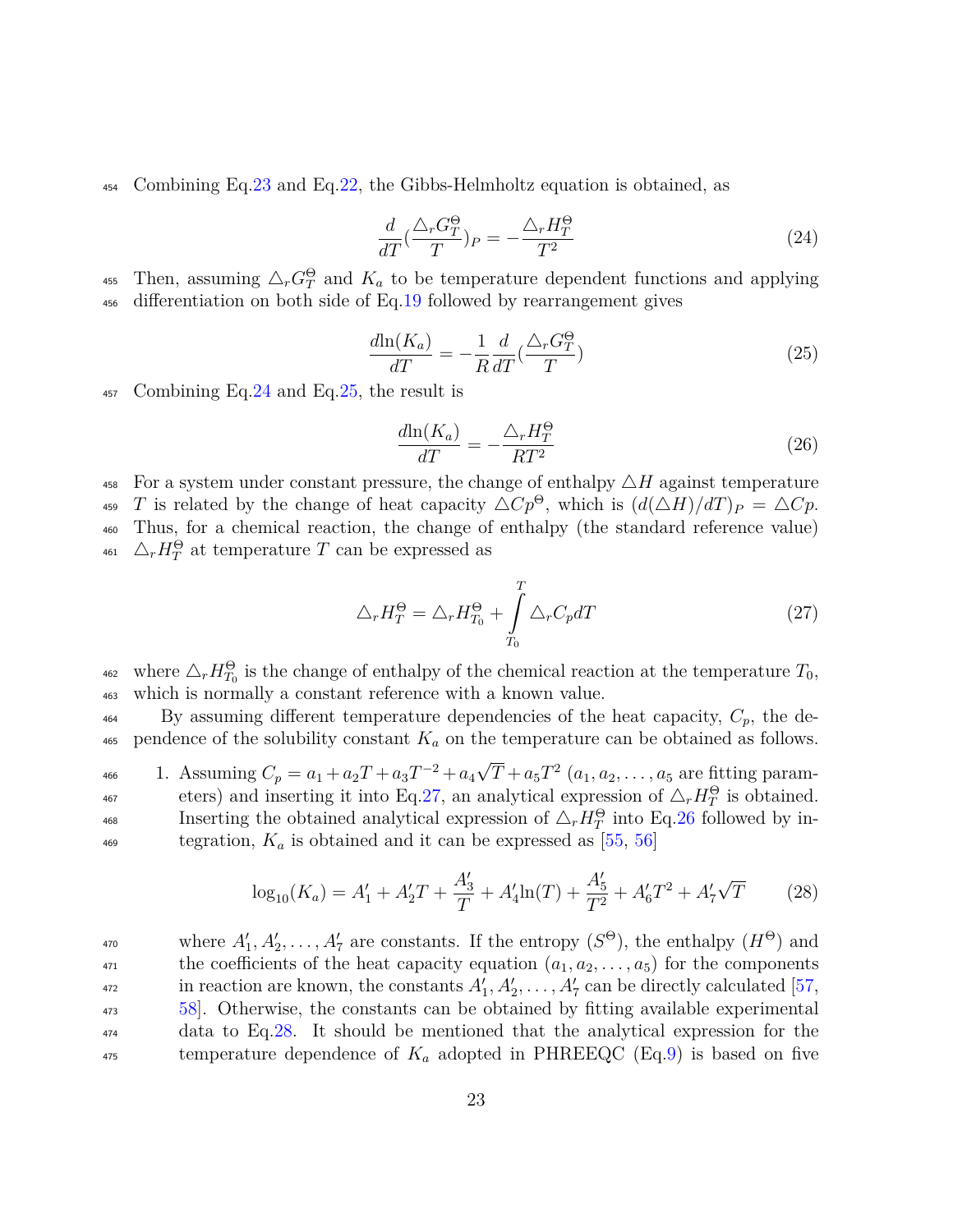Combining Eq.23 and Eq.22, the Gibbs-Helmholtz equation is obtained, as

$$\frac{d}{dT}(\frac{\triangle_r G_T^\Theta}{T})_P = -\frac{\triangle_r H_T^\Theta}{T^2} \tag{24}$$

Then, assuming $\triangle_r G_T^\Theta$ and $K_a$ to be temperature dependent functions and applying differentiation on both side of Eq.19 followed by rearrangement gives

$$\frac{d\ln(K_a)}{dT} = -\frac{1}{R}\frac{d}{dT}(\frac{\triangle_r G_T^\Theta}{T}) \tag{25}$$

Combining Eq.24 and Eq.25, the result is

$$\frac{d\ln(K_a)}{dT} = -\frac{\triangle_r H_T^\Theta}{RT^2} \tag{26}$$

For a system under constant pressure, the change of enthalpy $\triangle H$ against temperature $T$ is related by the change of heat capacity $\triangle Cp^\Theta$, which is $(d(\triangle H)/dT)_P = \triangle Cp$. Thus, for a chemical reaction, the change of enthalpy (the standard reference value) $\triangle_r H_T^\Theta$ at temperature $T$ can be expressed as

$$\triangle_r H_T^\Theta = \triangle_r H_{T_0}^\Theta + \int_{T_0}^{T} \triangle_r C_p dT \tag{27}$$

where $\triangle_r H_{T_0}^\Theta$ is the change of enthalpy of the chemical reaction at the temperature $T_0$, which is normally a constant reference with a known value.

By assuming different temperature dependencies of the heat capacity, $C_p$, the dependence of the solubility constant $K_a$ on the temperature can be obtained as follows.

1. Assuming $C_p = a_1 + a_2 T + a_3 T^{-2} + a_4\sqrt{T} + a_5 T^2$ ($a_1, a_2, \ldots, a_5$ are fitting parameters) and inserting it into Eq.27, an analytical expression of $\triangle_r H_T^\Theta$ is obtained. Inserting the obtained analytical expression of $\triangle_r H_T^\Theta$ into Eq.26 followed by integration, $K_a$ is obtained and it can be expressed as [55, 56]

$$\log_{10}(K_a) = A_1' + A_2' T + \frac{A_3'}{T} + A_4' \ln(T) + \frac{A_5'}{T^2} + A_6' T^2 + A_7'\sqrt{T} \tag{28}$$

   where $A_1', A_2', \ldots, A_7'$ are constants. If the entropy ($S^\Theta$), the enthalpy ($H^\Theta$) and the coefficients of the heat capacity equation ($a_1, a_2, \ldots, a_5$) for the components in reaction are known, the constants $A_1', A_2', \ldots, A_7'$ can be directly calculated [57, 58]. Otherwise, the constants can be obtained by fitting available experimental data to Eq.28. It should be mentioned that the analytical expression for the temperature dependence of $K_a$ adopted in PHREEQC (Eq.9) is based on five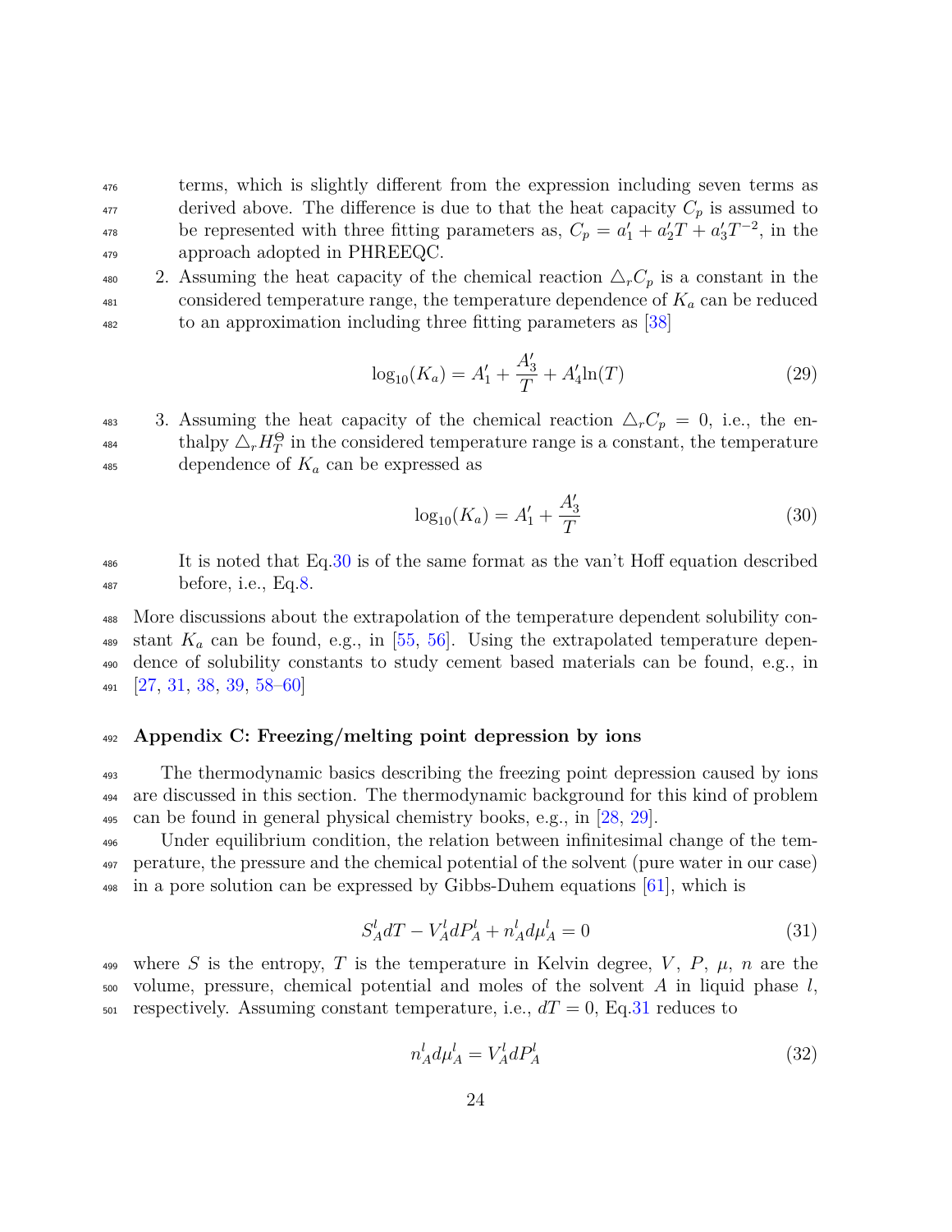terms, which is slightly different from the expression including seven terms as derived above. The difference is due to that the heat capacity $C_p$ is assumed to be represented with three fitting parameters as, $C_p = a_1' + a_2'T + a_3'T^{-2}$, in the approach adopted in PHREEQC.

2. Assuming the heat capacity of the chemical reaction $\triangle_r C_p$ is a constant in the considered temperature range, the temperature dependence of $K_a$ can be reduced to an approximation including three fitting parameters as [38]

$$\log_{10}(K_a) = A_1' + \frac{A_3'}{T} + A_4' \ln(T) \tag{29}$$

3. Assuming the heat capacity of the chemical reaction $\triangle_r C_p = 0$, i.e., the enthalpy $\triangle_r H_T^{\Theta}$ in the considered temperature range is a constant, the temperature dependence of $K_a$ can be expressed as

$$\log_{10}(K_a) = A_1' + \frac{A_3'}{T} \tag{30}$$

It is noted that Eq.30 is of the same format as the van't Hoff equation described before, i.e., Eq.8.

More discussions about the extrapolation of the temperature dependent solubility constant $K_a$ can be found, e.g., in [55, 56]. Using the extrapolated temperature dependence of solubility constants to study cement based materials can be found, e.g., in [27, 31, 38, 39, 58–60]

## Appendix C: Freezing/melting point depression by ions

The thermodynamic basics describing the freezing point depression caused by ions are discussed in this section. The thermodynamic background for this kind of problem can be found in general physical chemistry books, e.g., in [28, 29].

Under equilibrium condition, the relation between infinitesimal change of the temperature, the pressure and the chemical potential of the solvent (pure water in our case) in a pore solution can be expressed by Gibbs-Duhem equations [61], which is

$$S_A^l dT - V_A^l dP_A^l + n_A^l d\mu_A^l = 0 \tag{31}$$

where $S$ is the entropy, $T$ is the temperature in Kelvin degree, $V$, $P$, $\mu$, $n$ are the volume, pressure, chemical potential and moles of the solvent $A$ in liquid phase $l$, respectively. Assuming constant temperature, i.e., $dT = 0$, Eq.31 reduces to

$$n_A^l d\mu_A^l = V_A^l dP_A^l \tag{32}$$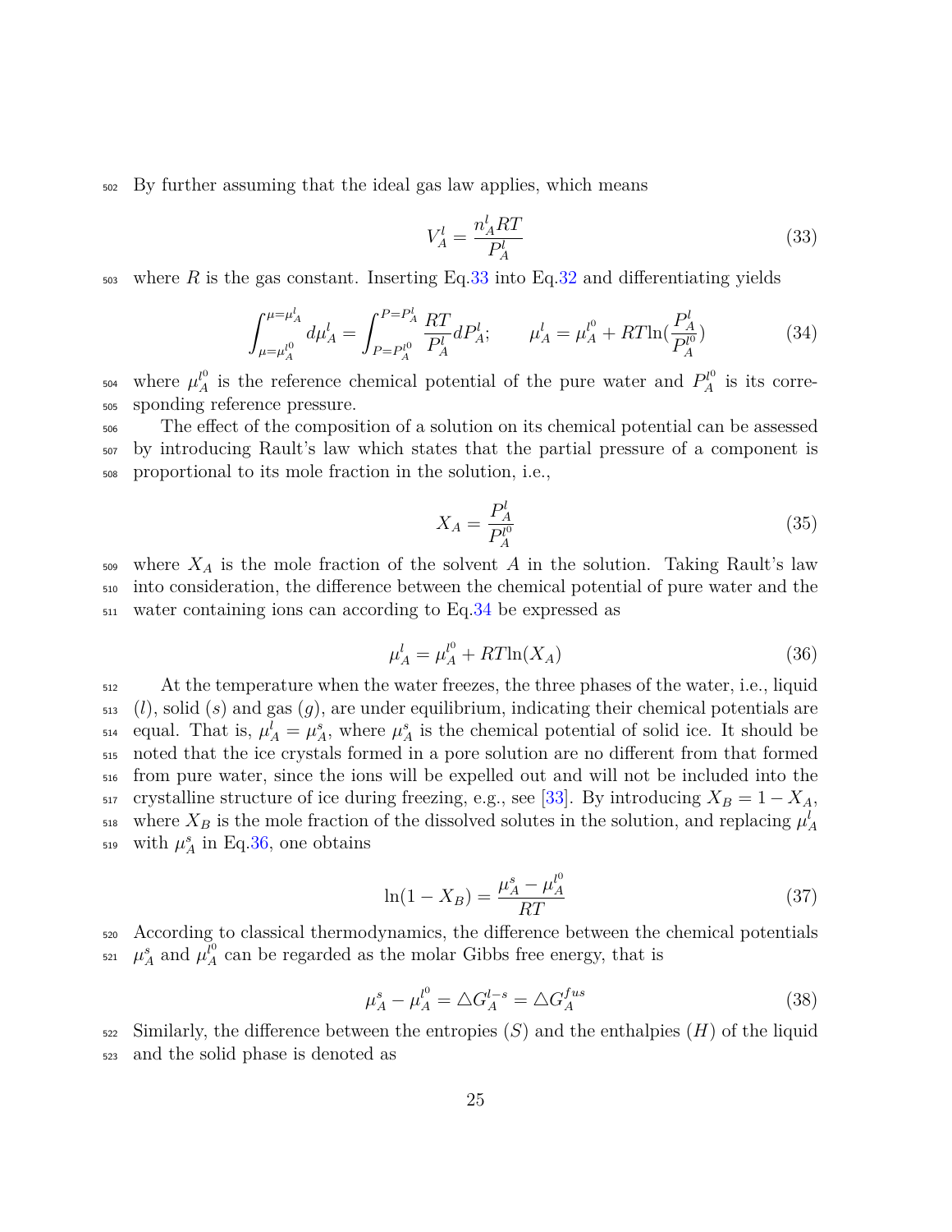By further assuming that the ideal gas law applies, which means

$$V_A^l = \frac{n_A^l RT}{P_A^l} \tag{33}$$

where $R$ is the gas constant. Inserting Eq.33 into Eq.32 and differentiating yields

$$\int_{\mu=\mu_A^{l0}}^{\mu=\mu_A^l} d\mu_A^l = \int_{P=P_A^{l0}}^{P=P_A^l} \frac{RT}{P_A^l} dP_A^l; \qquad \mu_A^l = \mu_A^{l^0} + RT\ln(\frac{P_A^l}{P_A^{l^0}}) \tag{34}$$

where $\mu_A^{l^0}$ is the reference chemical potential of the pure water and $P_A^{l^0}$ is its corresponding reference pressure.

The effect of the composition of a solution on its chemical potential can be assessed by introducing Rault's law which states that the partial pressure of a component is proportional to its mole fraction in the solution, i.e.,

$$X_A = \frac{P_A^l}{P_A^{l^0}} \tag{35}$$

where $X_A$ is the mole fraction of the solvent $A$ in the solution. Taking Rault's law into consideration, the difference between the chemical potential of pure water and the water containing ions can according to Eq.34 be expressed as

$$\mu_A^l = \mu_A^{l^0} + RT\ln(X_A) \tag{36}$$

At the temperature when the water freezes, the three phases of the water, i.e., liquid ($l$), solid ($s$) and gas ($g$), are under equilibrium, indicating their chemical potentials are equal. That is, $\mu_A^l = \mu_A^s$, where $\mu_A^s$ is the chemical potential of solid ice. It should be noted that the ice crystals formed in a pore solution are no different from that formed from pure water, since the ions will be expelled out and will not be included into the crystalline structure of ice during freezing, e.g., see [33]. By introducing $X_B = 1 - X_A$, where $X_B$ is the mole fraction of the dissolved solutes in the solution, and replacing $\mu_A^l$ with $\mu_A^s$ in Eq.36, one obtains

$$\ln(1 - X_B) = \frac{\mu_A^s - \mu_A^{l^0}}{RT} \tag{37}$$

According to classical thermodynamics, the difference between the chemical potentials $\mu_A^s$ and $\mu_A^{l^0}$ can be regarded as the molar Gibbs free energy, that is

$$\mu_A^s - \mu_A^{l^0} = \triangle G_A^{l-s} = \triangle G_A^{fus} \tag{38}$$

Similarly, the difference between the entropies ($S$) and the enthalpies ($H$) of the liquid and the solid phase is denoted as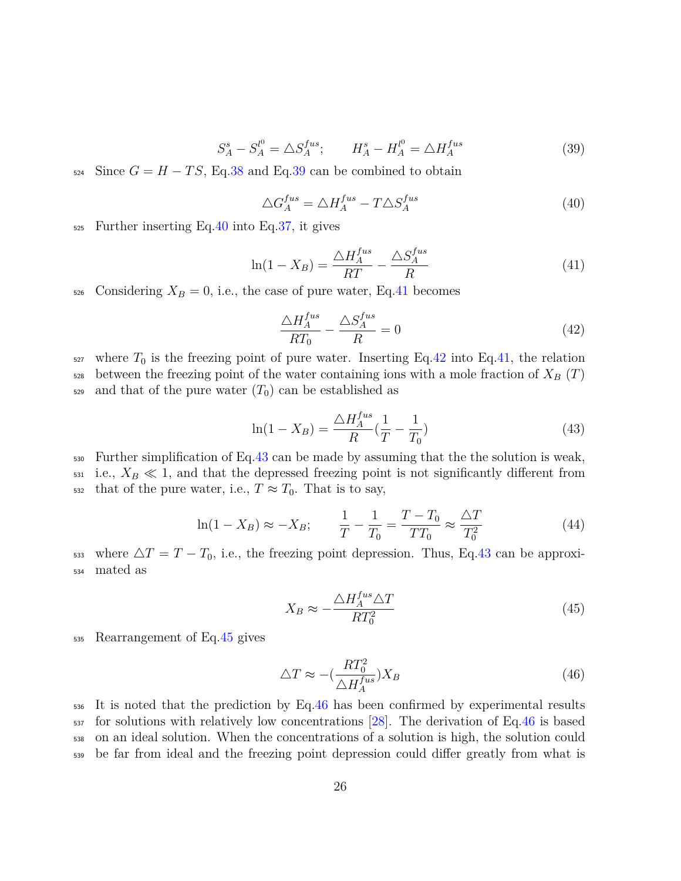$$S_A^s - S_A^{l^0} = \triangle S_A^{fus}; \qquad H_A^s - H_A^{l^0} = \triangle H_A^{fus} \tag{39}$$

Since $G = H - TS$, Eq.38 and Eq.39 can be combined to obtain

$$\triangle G_A^{fus} = \triangle H_A^{fus} - T\triangle S_A^{fus} \tag{40}$$

Further inserting Eq.40 into Eq.37, it gives

$$\ln(1 - X_B) = \frac{\triangle H_A^{fus}}{RT} - \frac{\triangle S_A^{fus}}{R} \tag{41}$$

Considering $X_B = 0$, i.e., the case of pure water, Eq.41 becomes

$$\frac{\triangle H_A^{fus}}{RT_0} - \frac{\triangle S_A^{fus}}{R} = 0 \tag{42}$$

where $T_0$ is the freezing point of pure water. Inserting Eq.42 into Eq.41, the relation between the freezing point of the water containing ions with a mole fraction of $X_B$ ($T$) and that of the pure water ($T_0$) can be established as

$$\ln(1 - X_B) = \frac{\triangle H_A^{fus}}{R}\left(\frac{1}{T} - \frac{1}{T_0}\right) \tag{43}$$

Further simplification of Eq.43 can be made by assuming that the the solution is weak, i.e., $X_B \ll 1$, and that the depressed freezing point is not significantly different from that of the pure water, i.e., $T \approx T_0$. That is to say,

$$\ln(1 - X_B) \approx -X_B; \qquad \frac{1}{T} - \frac{1}{T_0} = \frac{T - T_0}{TT_0} \approx \frac{\triangle T}{T_0^2} \tag{44}$$

where $\triangle T = T - T_0$, i.e., the freezing point depression. Thus, Eq.43 can be approximated as

$$X_B \approx -\frac{\triangle H_A^{fus} \triangle T}{RT_0^2} \tag{45}$$

Rearrangement of Eq.45 gives

$$\triangle T \approx -\left(\frac{RT_0^2}{\triangle H_A^{fus}}\right) X_B \tag{46}$$

It is noted that the prediction by Eq.46 has been confirmed by experimental results for solutions with relatively low concentrations [28]. The derivation of Eq.46 is based on an ideal solution. When the concentrations of a solution is high, the solution could be far from ideal and the freezing point depression could differ greatly from what is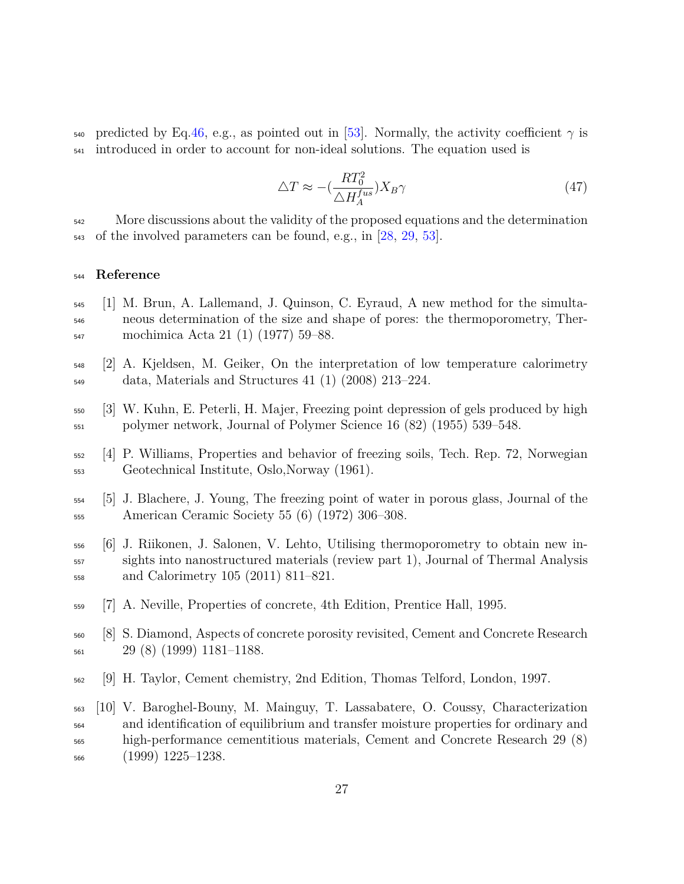predicted by Eq.46, e.g., as pointed out in [53]. Normally, the activity coefficient $\gamma$ is introduced in order to account for non-ideal solutions. The equation used is

$$\triangle T \approx -(\frac{RT_0^2}{\triangle H_A^{fus}})X_B\gamma \tag{47}$$

More discussions about the validity of the proposed equations and the determination of the involved parameters can be found, e.g., in [28, 29, 53].

## Reference

[1] M. Brun, A. Lallemand, J. Quinson, C. Eyraud, A new method for the simultaneous determination of the size and shape of pores: the thermoporometry, Thermochimica Acta 21 (1) (1977) 59–88.

[2] A. Kjeldsen, M. Geiker, On the interpretation of low temperature calorimetry data, Materials and Structures 41 (1) (2008) 213–224.

[3] W. Kuhn, E. Peterli, H. Majer, Freezing point depression of gels produced by high polymer network, Journal of Polymer Science 16 (82) (1955) 539–548.

[4] P. Williams, Properties and behavior of freezing soils, Tech. Rep. 72, Norwegian Geotechnical Institute, Oslo,Norway (1961).

[5] J. Blachere, J. Young, The freezing point of water in porous glass, Journal of the American Ceramic Society 55 (6) (1972) 306–308.

[6] J. Riikonen, J. Salonen, V. Lehto, Utilising thermoporometry to obtain new insights into nanostructured materials (review part 1), Journal of Thermal Analysis and Calorimetry 105 (2011) 811–821.

[7] A. Neville, Properties of concrete, 4th Edition, Prentice Hall, 1995.

[8] S. Diamond, Aspects of concrete porosity revisited, Cement and Concrete Research 29 (8) (1999) 1181–1188.

[9] H. Taylor, Cement chemistry, 2nd Edition, Thomas Telford, London, 1997.

[10] V. Baroghel-Bouny, M. Mainguy, T. Lassabatere, O. Coussy, Characterization and identification of equilibrium and transfer moisture properties for ordinary and high-performance cementitious materials, Cement and Concrete Research 29 (8) (1999) 1225–1238.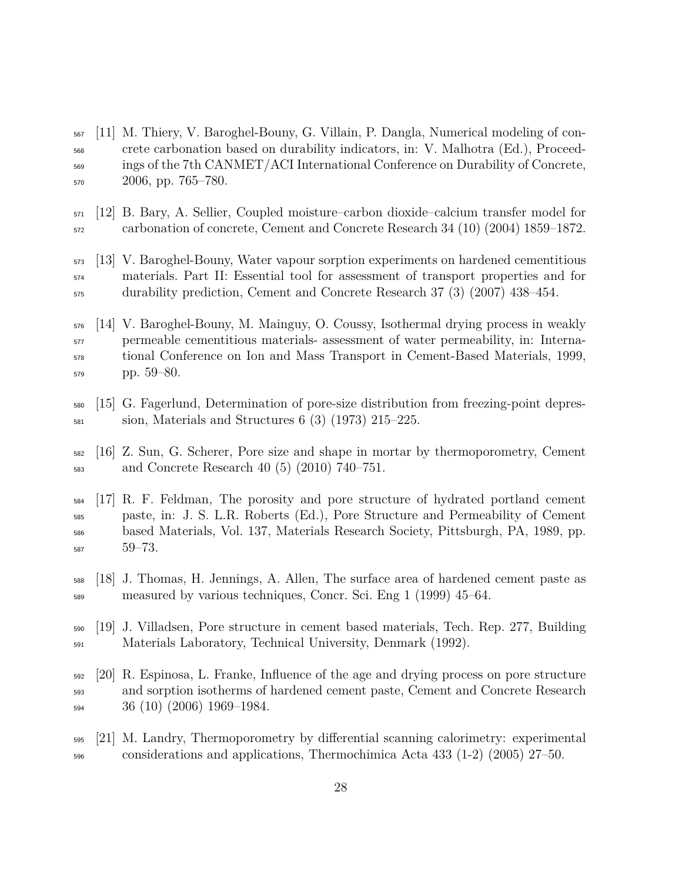[11] M. Thiery, V. Baroghel-Bouny, G. Villain, P. Dangla, Numerical modeling of concrete carbonation based on durability indicators, in: V. Malhotra (Ed.), Proceedings of the 7th CANMET/ACI International Conference on Durability of Concrete, 2006, pp. 765–780.

[12] B. Bary, A. Sellier, Coupled moisture–carbon dioxide–calcium transfer model for carbonation of concrete, Cement and Concrete Research 34 (10) (2004) 1859–1872.

[13] V. Baroghel-Bouny, Water vapour sorption experiments on hardened cementitious materials. Part II: Essential tool for assessment of transport properties and for durability prediction, Cement and Concrete Research 37 (3) (2007) 438–454.

[14] V. Baroghel-Bouny, M. Mainguy, O. Coussy, Isothermal drying process in weakly permeable cementitious materials- assessment of water permeability, in: International Conference on Ion and Mass Transport in Cement-Based Materials, 1999, pp. 59–80.

[15] G. Fagerlund, Determination of pore-size distribution from freezing-point depression, Materials and Structures 6 (3) (1973) 215–225.

[16] Z. Sun, G. Scherer, Pore size and shape in mortar by thermoporometry, Cement and Concrete Research 40 (5) (2010) 740–751.

[17] R. F. Feldman, The porosity and pore structure of hydrated portland cement paste, in: J. S. L.R. Roberts (Ed.), Pore Structure and Permeability of Cement based Materials, Vol. 137, Materials Research Society, Pittsburgh, PA, 1989, pp. 59–73.

[18] J. Thomas, H. Jennings, A. Allen, The surface area of hardened cement paste as measured by various techniques, Concr. Sci. Eng 1 (1999) 45–64.

[19] J. Villadsen, Pore structure in cement based materials, Tech. Rep. 277, Building Materials Laboratory, Technical University, Denmark (1992).

[20] R. Espinosa, L. Franke, Influence of the age and drying process on pore structure and sorption isotherms of hardened cement paste, Cement and Concrete Research 36 (10) (2006) 1969–1984.

[21] M. Landry, Thermoporometry by differential scanning calorimetry: experimental considerations and applications, Thermochimica Acta 433 (1-2) (2005) 27–50.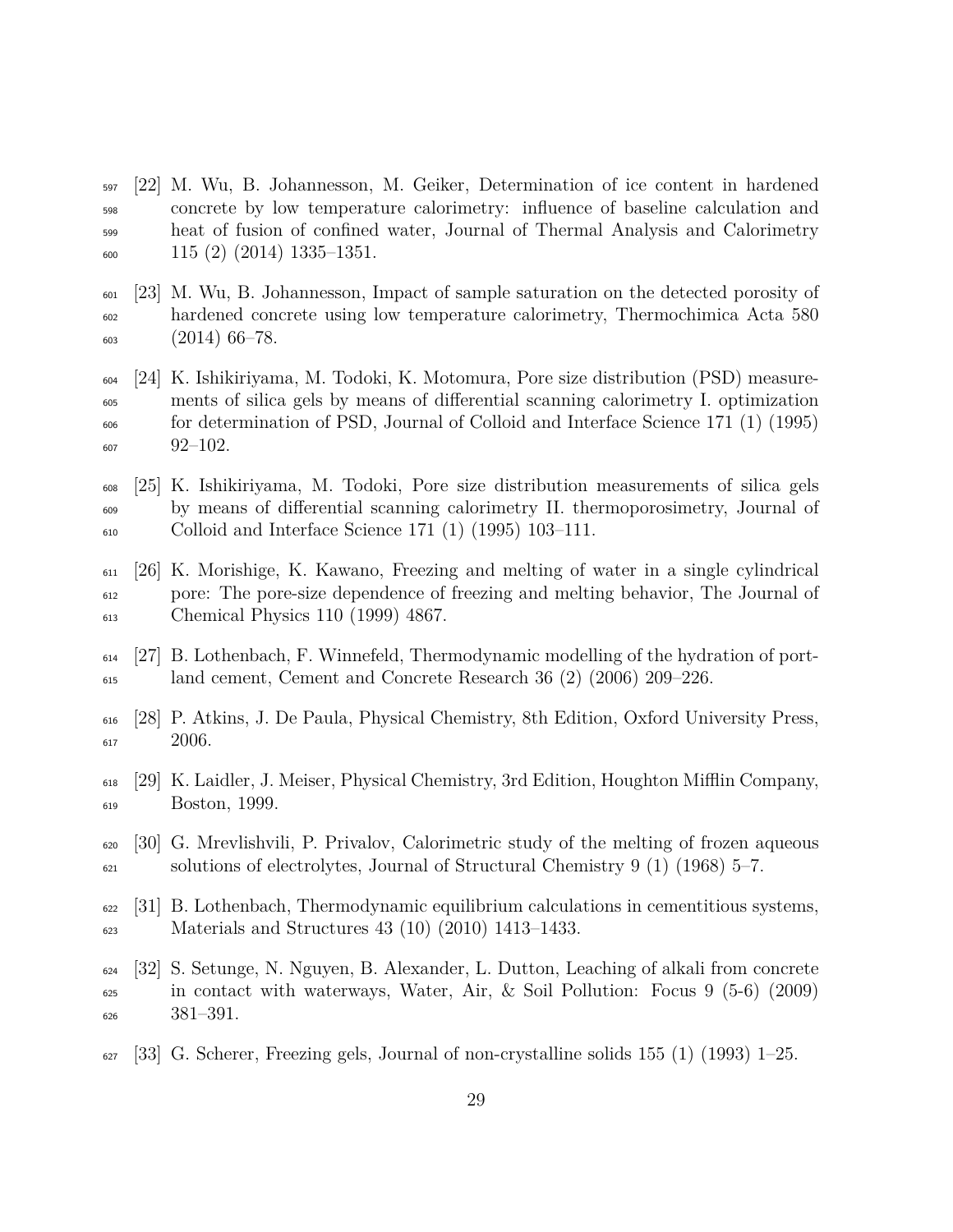[22] M. Wu, B. Johannesson, M. Geiker, Determination of ice content in hardened concrete by low temperature calorimetry: influence of baseline calculation and heat of fusion of confined water, Journal of Thermal Analysis and Calorimetry 115 (2) (2014) 1335–1351.

[23] M. Wu, B. Johannesson, Impact of sample saturation on the detected porosity of hardened concrete using low temperature calorimetry, Thermochimica Acta 580 (2014) 66–78.

[24] K. Ishikiriyama, M. Todoki, K. Motomura, Pore size distribution (PSD) measurements of silica gels by means of differential scanning calorimetry I. optimization for determination of PSD, Journal of Colloid and Interface Science 171 (1) (1995) 92–102.

[25] K. Ishikiriyama, M. Todoki, Pore size distribution measurements of silica gels by means of differential scanning calorimetry II. thermoporosimetry, Journal of Colloid and Interface Science 171 (1) (1995) 103–111.

[26] K. Morishige, K. Kawano, Freezing and melting of water in a single cylindrical pore: The pore-size dependence of freezing and melting behavior, The Journal of Chemical Physics 110 (1999) 4867.

[27] B. Lothenbach, F. Winnefeld, Thermodynamic modelling of the hydration of portland cement, Cement and Concrete Research 36 (2) (2006) 209–226.

[28] P. Atkins, J. De Paula, Physical Chemistry, 8th Edition, Oxford University Press, 2006.

[29] K. Laidler, J. Meiser, Physical Chemistry, 3rd Edition, Houghton Mifflin Company, Boston, 1999.

[30] G. Mrevlishvili, P. Privalov, Calorimetric study of the melting of frozen aqueous solutions of electrolytes, Journal of Structural Chemistry 9 (1) (1968) 5–7.

[31] B. Lothenbach, Thermodynamic equilibrium calculations in cementitious systems, Materials and Structures 43 (10) (2010) 1413–1433.

[32] S. Setunge, N. Nguyen, B. Alexander, L. Dutton, Leaching of alkali from concrete in contact with waterways, Water, Air, & Soil Pollution: Focus 9 (5-6) (2009) 381–391.

[33] G. Scherer, Freezing gels, Journal of non-crystalline solids 155 (1) (1993) 1–25.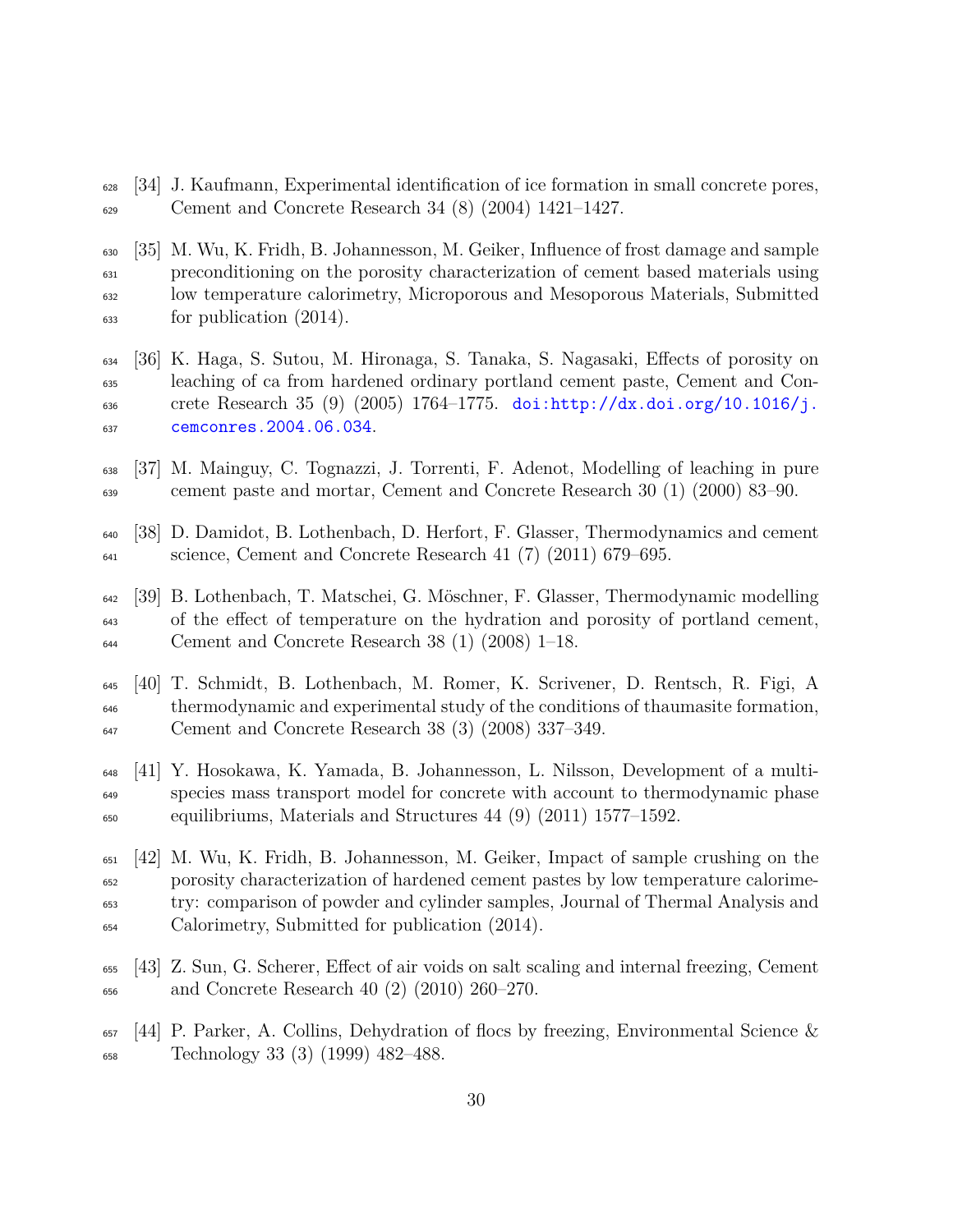[34] J. Kaufmann, Experimental identification of ice formation in small concrete pores, Cement and Concrete Research 34 (8) (2004) 1421–1427.

[35] M. Wu, K. Fridh, B. Johannesson, M. Geiker, Influence of frost damage and sample preconditioning on the porosity characterization of cement based materials using low temperature calorimetry, Microporous and Mesoporous Materials, Submitted for publication (2014).

[36] K. Haga, S. Sutou, M. Hironaga, S. Tanaka, S. Nagasaki, Effects of porosity on leaching of ca from hardened ordinary portland cement paste, Cement and Concrete Research 35 (9) (2005) 1764–1775. doi:http://dx.doi.org/10.1016/j.cemconres.2004.06.034.

[37] M. Mainguy, C. Tognazzi, J. Torrenti, F. Adenot, Modelling of leaching in pure cement paste and mortar, Cement and Concrete Research 30 (1) (2000) 83–90.

[38] D. Damidot, B. Lothenbach, D. Herfort, F. Glasser, Thermodynamics and cement science, Cement and Concrete Research 41 (7) (2011) 679–695.

[39] B. Lothenbach, T. Matschei, G. Möschner, F. Glasser, Thermodynamic modelling of the effect of temperature on the hydration and porosity of portland cement, Cement and Concrete Research 38 (1) (2008) 1–18.

[40] T. Schmidt, B. Lothenbach, M. Romer, K. Scrivener, D. Rentsch, R. Figi, A thermodynamic and experimental study of the conditions of thaumasite formation, Cement and Concrete Research 38 (3) (2008) 337–349.

[41] Y. Hosokawa, K. Yamada, B. Johannesson, L. Nilsson, Development of a multi-species mass transport model for concrete with account to thermodynamic phase equilibriums, Materials and Structures 44 (9) (2011) 1577–1592.

[42] M. Wu, K. Fridh, B. Johannesson, M. Geiker, Impact of sample crushing on the porosity characterization of hardened cement pastes by low temperature calorimetry: comparison of powder and cylinder samples, Journal of Thermal Analysis and Calorimetry, Submitted for publication (2014).

[43] Z. Sun, G. Scherer, Effect of air voids on salt scaling and internal freezing, Cement and Concrete Research 40 (2) (2010) 260–270.

[44] P. Parker, A. Collins, Dehydration of flocs by freezing, Environmental Science & Technology 33 (3) (1999) 482–488.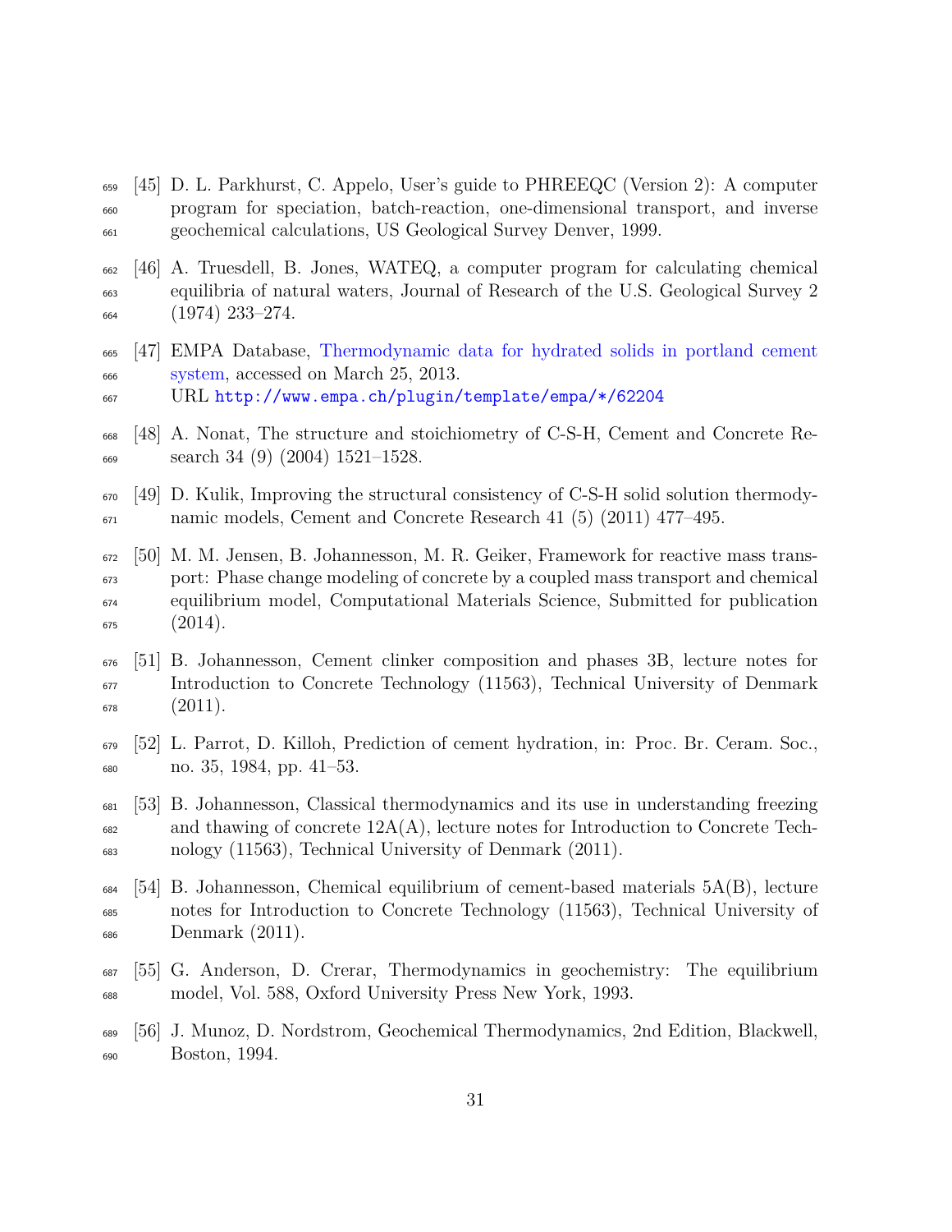[45] D. L. Parkhurst, C. Appelo, User's guide to PHREEQC (Version 2): A computer program for speciation, batch-reaction, one-dimensional transport, and inverse geochemical calculations, US Geological Survey Denver, 1999.

[46] A. Truesdell, B. Jones, WATEQ, a computer program for calculating chemical equilibria of natural waters, Journal of Research of the U.S. Geological Survey 2 (1974) 233–274.

[47] EMPA Database, Thermodynamic data for hydrated solids in portland cement system, accessed on March 25, 2013.
URL http://www.empa.ch/plugin/template/empa/*/62204

[48] A. Nonat, The structure and stoichiometry of C-S-H, Cement and Concrete Research 34 (9) (2004) 1521–1528.

[49] D. Kulik, Improving the structural consistency of C-S-H solid solution thermodynamic models, Cement and Concrete Research 41 (5) (2011) 477–495.

[50] M. M. Jensen, B. Johannesson, M. R. Geiker, Framework for reactive mass transport: Phase change modeling of concrete by a coupled mass transport and chemical equilibrium model, Computational Materials Science, Submitted for publication (2014).

[51] B. Johannesson, Cement clinker composition and phases 3B, lecture notes for Introduction to Concrete Technology (11563), Technical University of Denmark (2011).

[52] L. Parrot, D. Killoh, Prediction of cement hydration, in: Proc. Br. Ceram. Soc., no. 35, 1984, pp. 41–53.

[53] B. Johannesson, Classical thermodynamics and its use in understanding freezing and thawing of concrete 12A(A), lecture notes for Introduction to Concrete Technology (11563), Technical University of Denmark (2011).

[54] B. Johannesson, Chemical equilibrium of cement-based materials 5A(B), lecture notes for Introduction to Concrete Technology (11563), Technical University of Denmark (2011).

[55] G. Anderson, D. Crerar, Thermodynamics in geochemistry: The equilibrium model, Vol. 588, Oxford University Press New York, 1993.

[56] J. Munoz, D. Nordstrom, Geochemical Thermodynamics, 2nd Edition, Blackwell, Boston, 1994.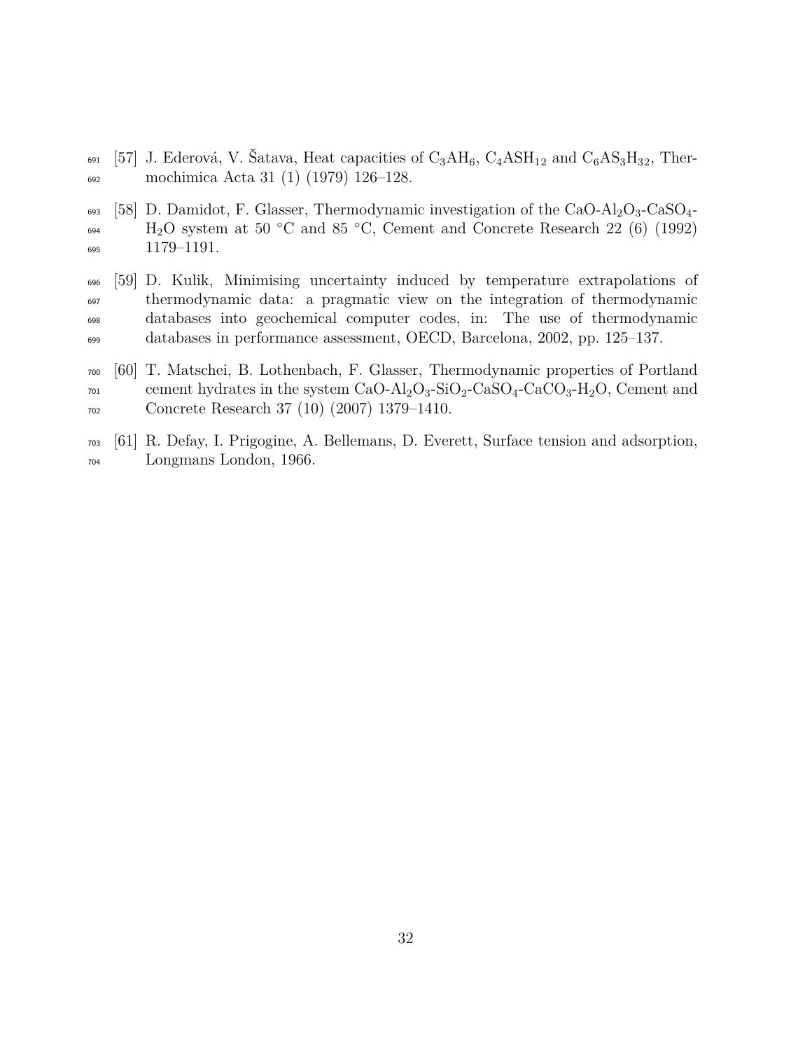[57] J. Ederová, V. Šatava, Heat capacities of $C_3AH_6$, $C_4ASH_{12}$ and $C_6AS_3H_{32}$, Thermochimica Acta 31 (1) (1979) 126–128.

[58] D. Damidot, F. Glasser, Thermodynamic investigation of the CaO-$Al_2O_3$-$CaSO_4$-$H_2O$ system at 50 °C and 85 °C, Cement and Concrete Research 22 (6) (1992) 1179–1191.

[59] D. Kulik, Minimising uncertainty induced by temperature extrapolations of thermodynamic data: a pragmatic view on the integration of thermodynamic databases into geochemical computer codes, in: The use of thermodynamic databases in performance assessment, OECD, Barcelona, 2002, pp. 125–137.

[60] T. Matschei, B. Lothenbach, F. Glasser, Thermodynamic properties of Portland cement hydrates in the system CaO-$Al_2O_3$-$SiO_2$-$CaSO_4$-$CaCO_3$-$H_2O$, Cement and Concrete Research 37 (10) (2007) 1379–1410.

[61] R. Defay, I. Prigogine, A. Bellemans, D. Everett, Surface tension and adsorption, Longmans London, 1966.